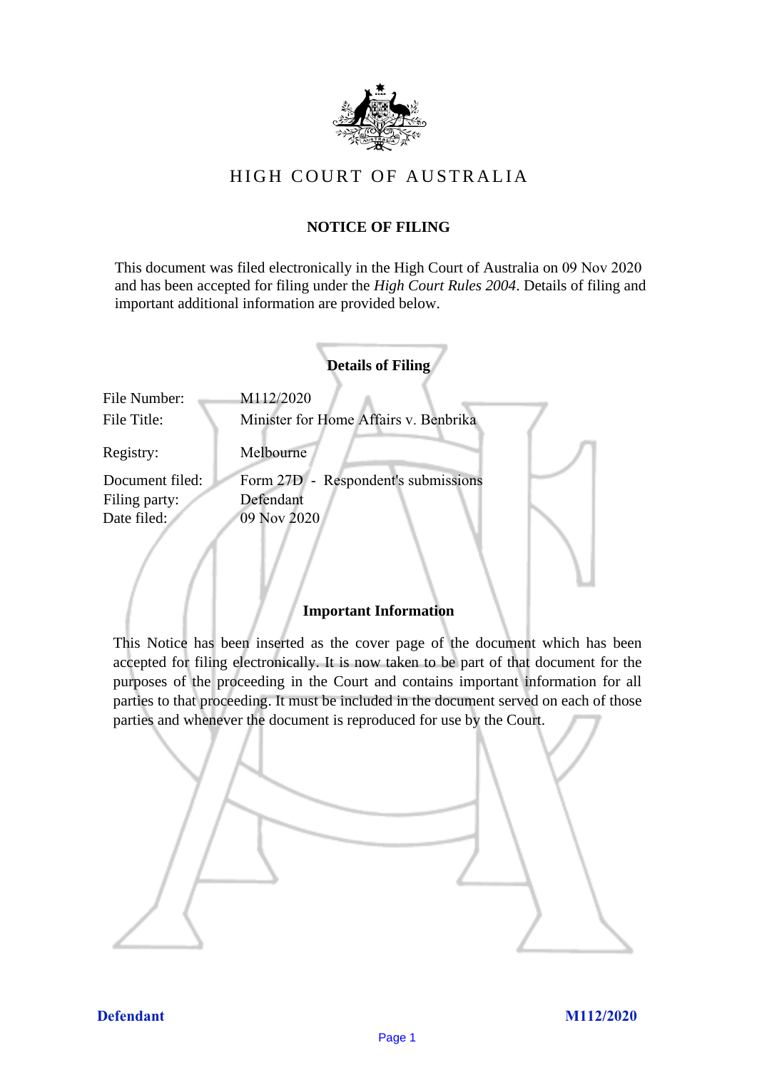# HIGH COURT OF AUSTRALIA

## NOTICE OF FILING

This document was filed electronically in the High Court of Australia on 09 Nov 2020 and has been accepted for filing under the *High Court Rules 2004*. Details of filing and important additional information are provided below.

### Details of Filing

| | |
|---|---|
| File Number: | M112/2020 |
| File Title: | Minister for Home Affairs v. Benbrika |
| Registry: | Melbourne |
| Document filed: | Form 27D - Respondent's submissions |
| Filing party: | Defendant |
| Date filed: | 09 Nov 2020 |

### Important Information

This Notice has been inserted as the cover page of the document which has been accepted for filing electronically. It is now taken to be part of that document for the purposes of the proceeding in the Court and contains important information for all parties to that proceeding. It must be included in the document served on each of those parties and whenever the document is reproduced for use by the Court.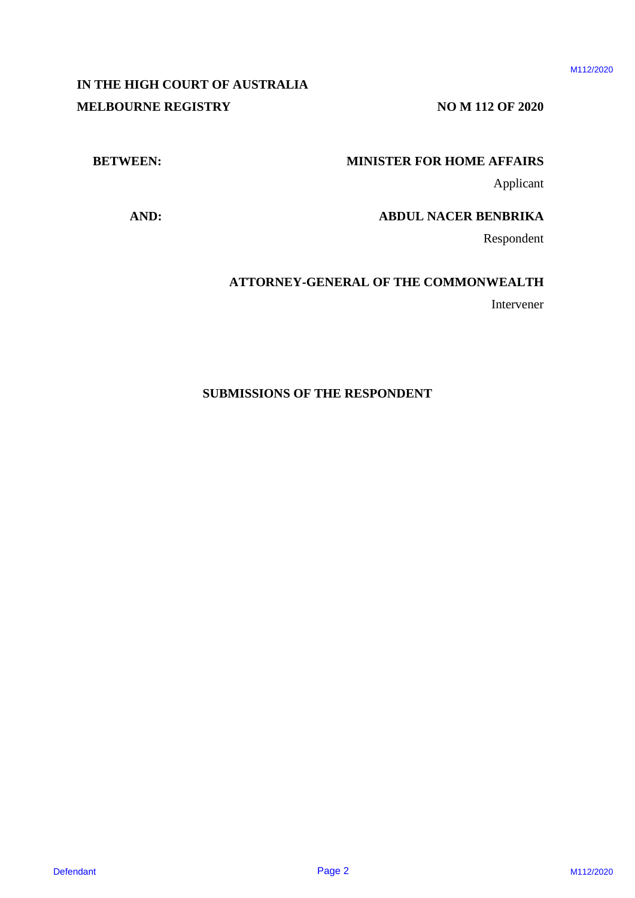**IN THE HIGH COURT OF AUSTRALIA**

**MELBOURNE REGISTRY** **NO M 112 OF 2020**

**BETWEEN:** **MINISTER FOR HOME AFFAIRS**

Applicant

**AND:** **ABDUL NACER BENBRIKA**

Respondent

**ATTORNEY-GENERAL OF THE COMMONWEALTH**

Intervener

**SUBMISSIONS OF THE RESPONDENT**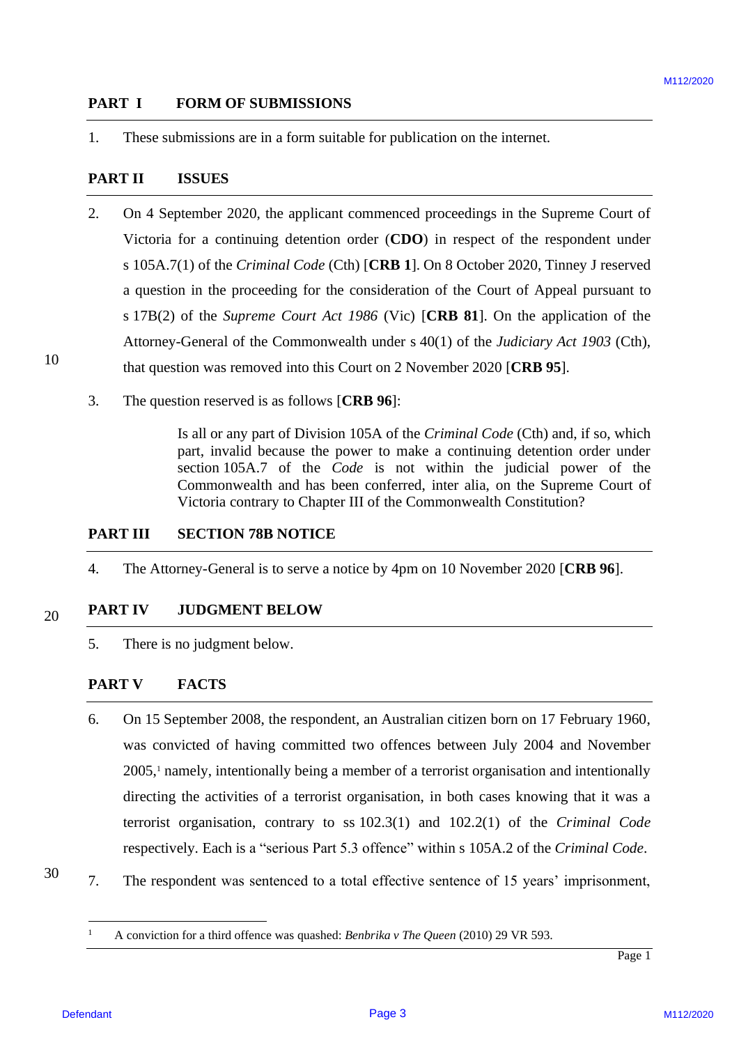## PART I FORM OF SUBMISSIONS

1. These submissions are in a form suitable for publication on the internet.

## PART II ISSUES

2. On 4 September 2020, the applicant commenced proceedings in the Supreme Court of Victoria for a continuing detention order (**CDO**) in respect of the respondent under s 105A.7(1) of the *Criminal Code* (Cth) [**CRB 1**]. On 8 October 2020, Tinney J reserved a question in the proceeding for the consideration of the Court of Appeal pursuant to s 17B(2) of the *Supreme Court Act 1986* (Vic) [**CRB 81**]. On the application of the Attorney-General of the Commonwealth under s 40(1) of the *Judiciary Act 1903* (Cth), that question was removed into this Court on 2 November 2020 [**CRB 95**].

3. The question reserved is as follows [**CRB 96**]:

   > Is all or any part of Division 105A of the *Criminal Code* (Cth) and, if so, which part, invalid because the power to make a continuing detention order under section 105A.7 of the *Code* is not within the judicial power of the Commonwealth and has been conferred, inter alia, on the Supreme Court of Victoria contrary to Chapter III of the Commonwealth Constitution?

## PART III SECTION 78B NOTICE

4. The Attorney-General is to serve a notice by 4pm on 10 November 2020 [**CRB 96**].

## PART IV JUDGMENT BELOW

5. There is no judgment below.

## PART V FACTS

6. On 15 September 2008, the respondent, an Australian citizen born on 17 February 1960, was convicted of having committed two offences between July 2004 and November 2005,[1] namely, intentionally being a member of a terrorist organisation and intentionally directing the activities of a terrorist organisation, in both cases knowing that it was a terrorist organisation, contrary to ss 102.3(1) and 102.2(1) of the *Criminal Code* respectively. Each is a "serious Part 5.3 offence" within s 105A.2 of the *Criminal Code*.

7. The respondent was sentenced to a total effective sentence of 15 years' imprisonment,

---

[1] A conviction for a third offence was quashed: *Benbrika v The Queen* (2010) 29 VR 593.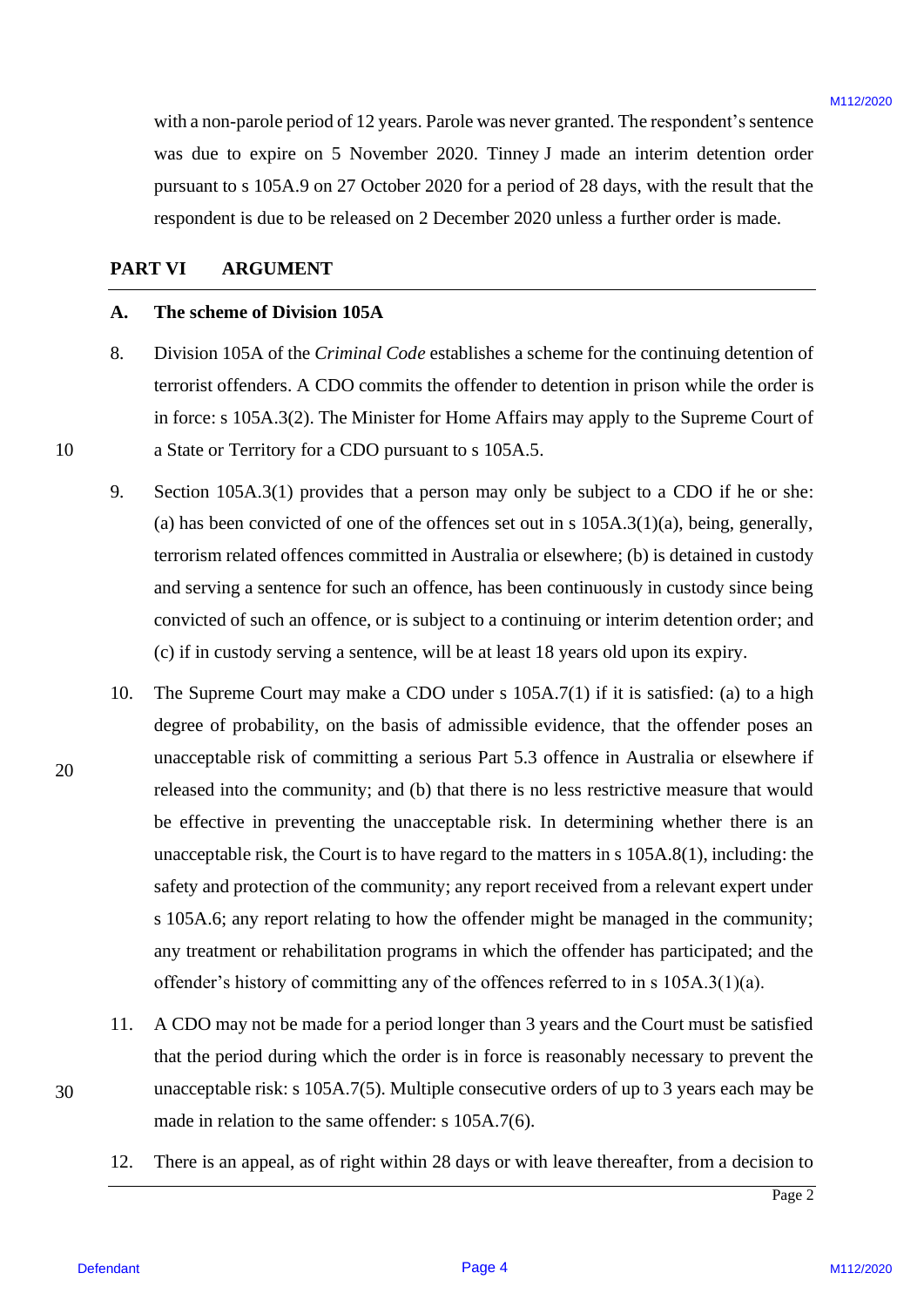with a non-parole period of 12 years. Parole was never granted. The respondent's sentence was due to expire on 5 November 2020. Tinney J made an interim detention order pursuant to s 105A.9 on 27 October 2020 for a period of 28 days, with the result that the respondent is due to be released on 2 December 2020 unless a further order is made.

## PART VI ARGUMENT

### A. The scheme of Division 105A

8. Division 105A of the *Criminal Code* establishes a scheme for the continuing detention of terrorist offenders. A CDO commits the offender to detention in prison while the order is in force: s 105A.3(2). The Minister for Home Affairs may apply to the Supreme Court of a State or Territory for a CDO pursuant to s 105A.5.

9. Section 105A.3(1) provides that a person may only be subject to a CDO if he or she: (a) has been convicted of one of the offences set out in s 105A.3(1)(a), being, generally, terrorism related offences committed in Australia or elsewhere; (b) is detained in custody and serving a sentence for such an offence, has been continuously in custody since being convicted of such an offence, or is subject to a continuing or interim detention order; and (c) if in custody serving a sentence, will be at least 18 years old upon its expiry.

10. The Supreme Court may make a CDO under s 105A.7(1) if it is satisfied: (a) to a high degree of probability, on the basis of admissible evidence, that the offender poses an unacceptable risk of committing a serious Part 5.3 offence in Australia or elsewhere if released into the community; and (b) that there is no less restrictive measure that would be effective in preventing the unacceptable risk. In determining whether there is an unacceptable risk, the Court is to have regard to the matters in s 105A.8(1), including: the safety and protection of the community; any report received from a relevant expert under s 105A.6; any report relating to how the offender might be managed in the community; any treatment or rehabilitation programs in which the offender has participated; and the offender's history of committing any of the offences referred to in s 105A.3(1)(a).

11. A CDO may not be made for a period longer than 3 years and the Court must be satisfied that the period during which the order is in force is reasonably necessary to prevent the unacceptable risk: s 105A.7(5). Multiple consecutive orders of up to 3 years each may be made in relation to the same offender: s 105A.7(6).

12. There is an appeal, as of right within 28 days or with leave thereafter, from a decision to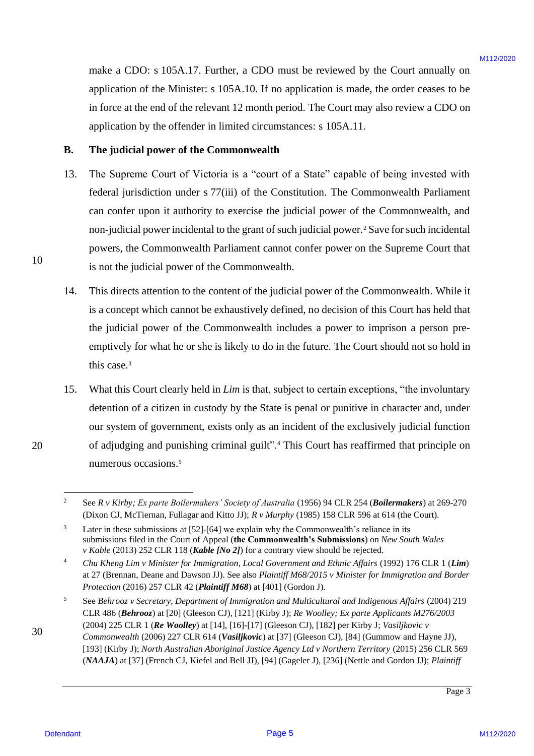make a CDO: s 105A.17. Further, a CDO must be reviewed by the Court annually on application of the Minister: s 105A.10. If no application is made, the order ceases to be in force at the end of the relevant 12 month period. The Court may also review a CDO on application by the offender in limited circumstances: s 105A.11.

## B. The judicial power of the Commonwealth

13. The Supreme Court of Victoria is a "court of a State" capable of being invested with federal jurisdiction under s 77(iii) of the Constitution. The Commonwealth Parliament can confer upon it authority to exercise the judicial power of the Commonwealth, and non-judicial power incidental to the grant of such judicial power.[2] Save for such incidental powers, the Commonwealth Parliament cannot confer power on the Supreme Court that is not the judicial power of the Commonwealth.

14. This directs attention to the content of the judicial power of the Commonwealth. While it is a concept which cannot be exhaustively defined, no decision of this Court has held that the judicial power of the Commonwealth includes a power to imprison a person pre-emptively for what he or she is likely to do in the future. The Court should not so hold in this case.[3]

15. What this Court clearly held in *Lim* is that, subject to certain exceptions, "the involuntary detention of a citizen in custody by the State is penal or punitive in character and, under our system of government, exists only as an incident of the exclusively judicial function of adjudging and punishing criminal guilt".[4] This Court has reaffirmed that principle on numerous occasions.[5]

---

[2] See *R v Kirby; Ex parte Boilermakers' Society of Australia* (1956) 94 CLR 254 (***Boilermakers***) at 269-270 (Dixon CJ, McTiernan, Fullagar and Kitto JJ); *R v Murphy* (1985) 158 CLR 596 at 614 (the Court).

[3] Later in these submissions at [52]-[64] we explain why the Commonwealth's reliance in its submissions filed in the Court of Appeal (**the Commonwealth's Submissions**) on *New South Wales v Kable* (2013) 252 CLR 118 (***Kable [No 2]***) for a contrary view should be rejected.

[4] *Chu Kheng Lim v Minister for Immigration, Local Government and Ethnic Affairs* (1992) 176 CLR 1 (***Lim***) at 27 (Brennan, Deane and Dawson JJ). See also *Plaintiff M68/2015 v Minister for Immigration and Border Protection* (2016) 257 CLR 42 (***Plaintiff M68***) at [401] (Gordon J).

[5] See *Behrooz v Secretary, Department of Immigration and Multicultural and Indigenous Affairs* (2004) 219 CLR 486 (***Behrooz***) at [20] (Gleeson CJ), [121] (Kirby J); *Re Woolley; Ex parte Applicants M276/2003* (2004) 225 CLR 1 (***Re Woolley***) at [14], [16]-[17] (Gleeson CJ), [182] per Kirby J; *Vasiljkovic v Commonwealth* (2006) 227 CLR 614 (***Vasiljkovic***) at [37] (Gleeson CJ), [84] (Gummow and Hayne JJ), [193] (Kirby J); *North Australian Aboriginal Justice Agency Ltd v Northern Territory* (2015) 256 CLR 569 (***NAAJA***) at [37] (French CJ, Kiefel and Bell JJ), [94] (Gageler J), [236] (Nettle and Gordon JJ); *Plaintiff*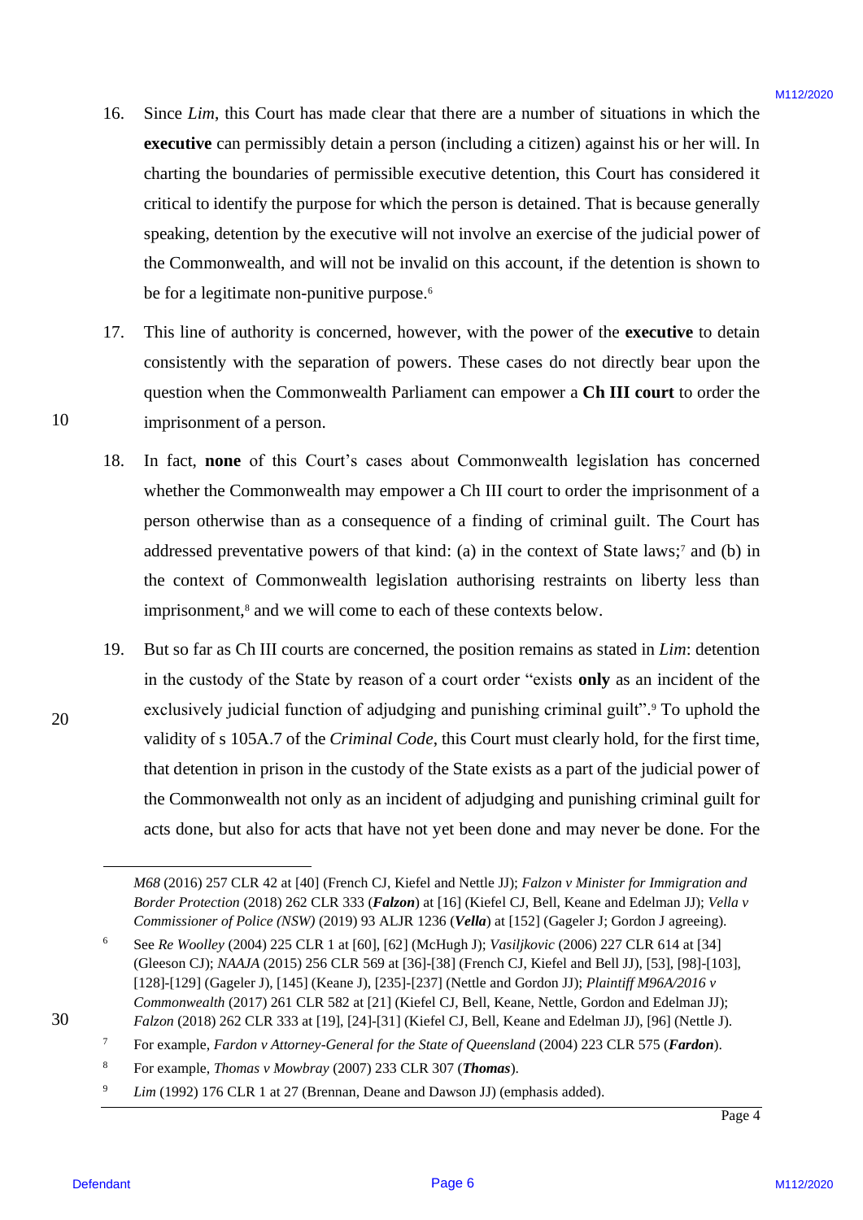16. Since *Lim*, this Court has made clear that there are a number of situations in which the **executive** can permissibly detain a person (including a citizen) against his or her will. In charting the boundaries of permissible executive detention, this Court has considered it critical to identify the purpose for which the person is detained. That is because generally speaking, detention by the executive will not involve an exercise of the judicial power of the Commonwealth, and will not be invalid on this account, if the detention is shown to be for a legitimate non-punitive purpose.[6]

17. This line of authority is concerned, however, with the power of the **executive** to detain consistently with the separation of powers. These cases do not directly bear upon the question when the Commonwealth Parliament can empower a **Ch III court** to order the imprisonment of a person.

18. In fact, **none** of this Court's cases about Commonwealth legislation has concerned whether the Commonwealth may empower a Ch III court to order the imprisonment of a person otherwise than as a consequence of a finding of criminal guilt. The Court has addressed preventative powers of that kind: (a) in the context of State laws;[7] and (b) in the context of Commonwealth legislation authorising restraints on liberty less than imprisonment,[8] and we will come to each of these contexts below.

19. But so far as Ch III courts are concerned, the position remains as stated in *Lim*: detention in the custody of the State by reason of a court order "exists **only** as an incident of the exclusively judicial function of adjudging and punishing criminal guilt".[9] To uphold the validity of s 105A.7 of the *Criminal Code*, this Court must clearly hold, for the first time, that detention in prison in the custody of the State exists as a part of the judicial power of the Commonwealth not only as an incident of adjudging and punishing criminal guilt for acts done, but also for acts that have not yet been done and may never be done. For the

---

*M68* (2016) 257 CLR 42 at [40] (French CJ, Kiefel and Nettle JJ); *Falzon v Minister for Immigration and Border Protection* (2018) 262 CLR 333 (***Falzon***) at [16] (Kiefel CJ, Bell, Keane and Edelman JJ); *Vella v Commissioner of Police (NSW)* (2019) 93 ALJR 1236 (***Vella***) at [152] (Gageler J; Gordon J agreeing).

[6] See *Re Woolley* (2004) 225 CLR 1 at [60], [62] (McHugh J); *Vasiljkovic* (2006) 227 CLR 614 at [34] (Gleeson CJ); *NAAJA* (2015) 256 CLR 569 at [36]-[38] (French CJ, Kiefel and Bell JJ), [53], [98]-[103], [128]-[129] (Gageler J), [145] (Keane J), [235]-[237] (Nettle and Gordon JJ); *Plaintiff M96A/2016 v Commonwealth* (2017) 261 CLR 582 at [21] (Kiefel CJ, Bell, Keane, Nettle, Gordon and Edelman JJ); *Falzon* (2018) 262 CLR 333 at [19], [24]-[31] (Kiefel CJ, Bell, Keane and Edelman JJ), [96] (Nettle J).

[7] For example, *Fardon v Attorney-General for the State of Queensland* (2004) 223 CLR 575 (***Fardon***).

[8] For example, *Thomas v Mowbray* (2007) 233 CLR 307 (***Thomas***).

[9] *Lim* (1992) 176 CLR 1 at 27 (Brennan, Deane and Dawson JJ) (emphasis added).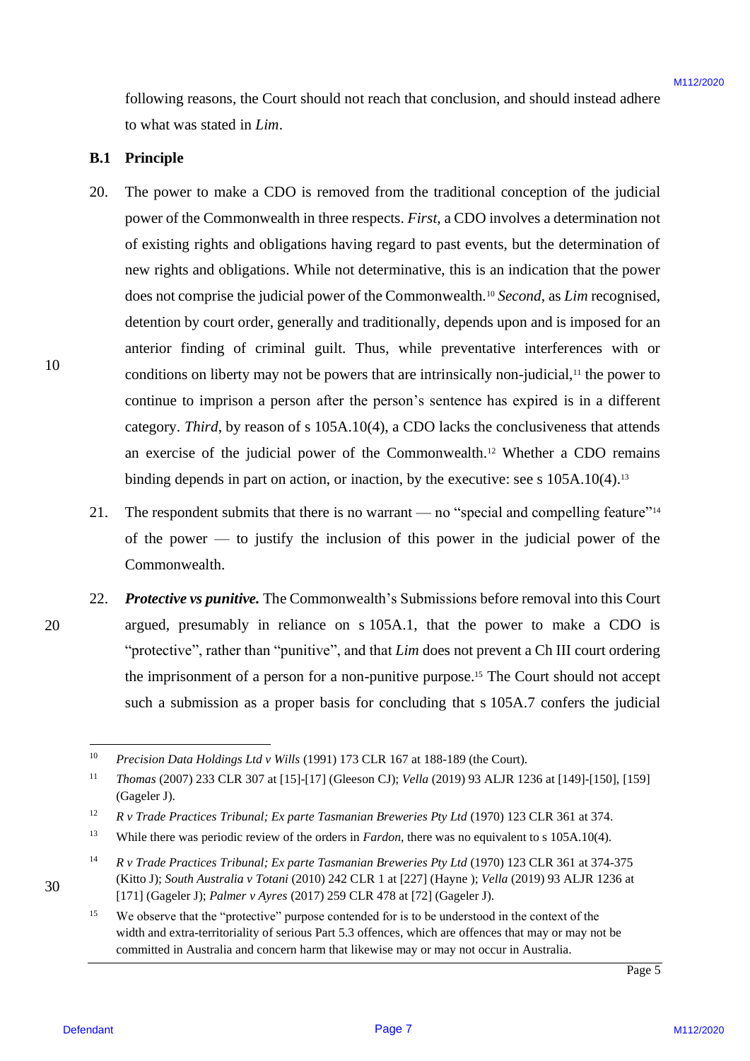following reasons, the Court should not reach that conclusion, and should instead adhere to what was stated in *Lim*.

## B.1 Principle

20. The power to make a CDO is removed from the traditional conception of the judicial power of the Commonwealth in three respects. *First*, a CDO involves a determination not of existing rights and obligations having regard to past events, but the determination of new rights and obligations. While not determinative, this is an indication that the power does not comprise the judicial power of the Commonwealth.[10] *Second*, as *Lim* recognised, detention by court order, generally and traditionally, depends upon and is imposed for an anterior finding of criminal guilt. Thus, while preventative interferences with or conditions on liberty may not be powers that are intrinsically non-judicial,[11] the power to continue to imprison a person after the person's sentence has expired is in a different category. *Third*, by reason of s 105A.10(4), a CDO lacks the conclusiveness that attends an exercise of the judicial power of the Commonwealth.[12] Whether a CDO remains binding depends in part on action, or inaction, by the executive: see s 105A.10(4).[13]

21. The respondent submits that there is no warrant — no "special and compelling feature"[14] of the power — to justify the inclusion of this power in the judicial power of the Commonwealth.

22. ***Protective vs punitive.*** The Commonwealth's Submissions before removal into this Court argued, presumably in reliance on s 105A.1, that the power to make a CDO is "protective", rather than "punitive", and that *Lim* does not prevent a Ch III court ordering the imprisonment of a person for a non-punitive purpose.[15] The Court should not accept such a submission as a proper basis for concluding that s 105A.7 confers the judicial

---

[10] *Precision Data Holdings Ltd v Wills* (1991) 173 CLR 167 at 188-189 (the Court).

[11] *Thomas* (2007) 233 CLR 307 at [15]-[17] (Gleeson CJ); *Vella* (2019) 93 ALJR 1236 at [149]-[150], [159] (Gageler J).

[12] *R v Trade Practices Tribunal; Ex parte Tasmanian Breweries Pty Ltd* (1970) 123 CLR 361 at 374.

[13] While there was periodic review of the orders in *Fardon*, there was no equivalent to s 105A.10(4).

[14] *R v Trade Practices Tribunal; Ex parte Tasmanian Breweries Pty Ltd* (1970) 123 CLR 361 at 374-375 (Kitto J); *South Australia v Totani* (2010) 242 CLR 1 at [227] (Hayne ); *Vella* (2019) 93 ALJR 1236 at [171] (Gageler J); *Palmer v Ayres* (2017) 259 CLR 478 at [72] (Gageler J).

[15] We observe that the "protective" purpose contended for is to be understood in the context of the width and extra-territoriality of serious Part 5.3 offences, which are offences that may or may not be committed in Australia and concern harm that likewise may or may not occur in Australia.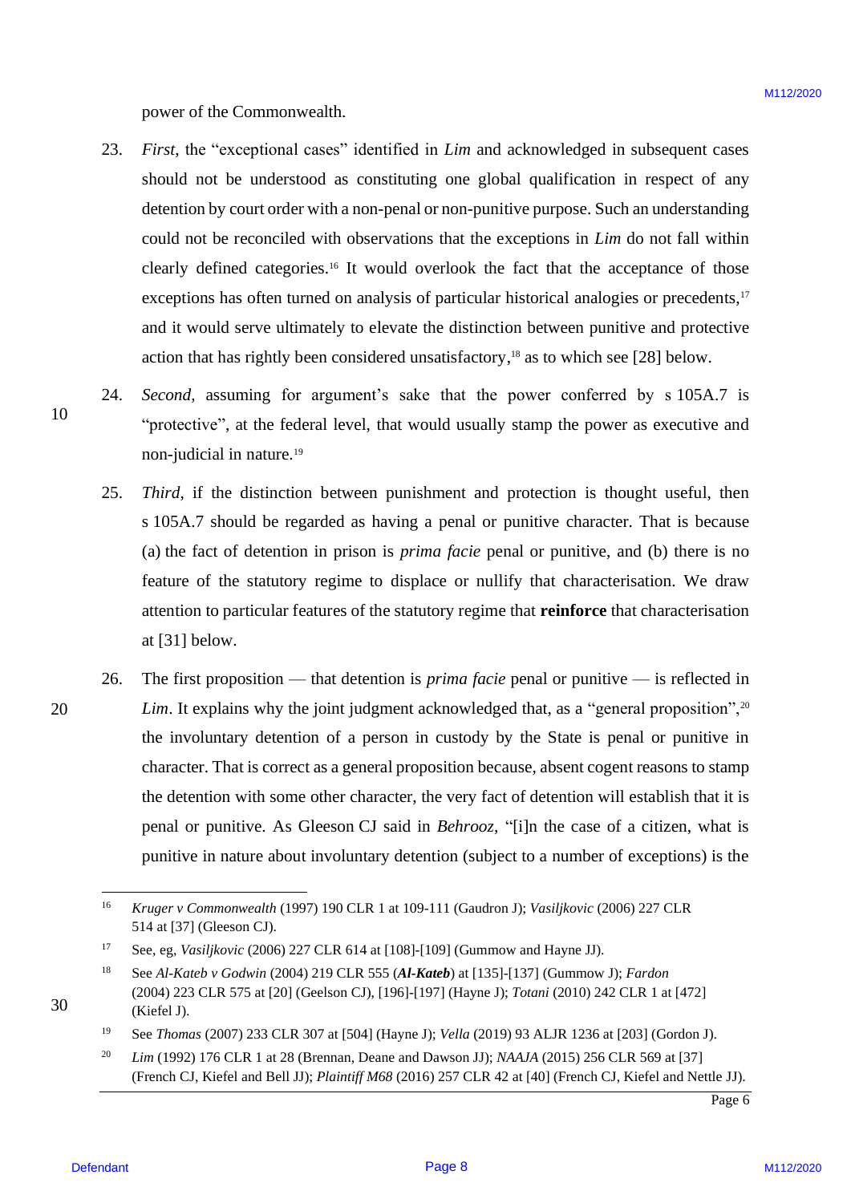power of the Commonwealth.

23. *First*, the "exceptional cases" identified in *Lim* and acknowledged in subsequent cases should not be understood as constituting one global qualification in respect of any detention by court order with a non-penal or non-punitive purpose. Such an understanding could not be reconciled with observations that the exceptions in *Lim* do not fall within clearly defined categories.[16] It would overlook the fact that the acceptance of those exceptions has often turned on analysis of particular historical analogies or precedents,[17] and it would serve ultimately to elevate the distinction between punitive and protective action that has rightly been considered unsatisfactory,[18] as to which see [28] below.

24. *Second*, assuming for argument's sake that the power conferred by s 105A.7 is "protective", at the federal level, that would usually stamp the power as executive and non-judicial in nature.[19]

25. *Third*, if the distinction between punishment and protection is thought useful, then s 105A.7 should be regarded as having a penal or punitive character. That is because (a) the fact of detention in prison is *prima facie* penal or punitive, and (b) there is no feature of the statutory regime to displace or nullify that characterisation. We draw attention to particular features of the statutory regime that **reinforce** that characterisation at [31] below.

26. The first proposition — that detention is *prima facie* penal or punitive — is reflected in *Lim*. It explains why the joint judgment acknowledged that, as a "general proposition",[20] the involuntary detention of a person in custody by the State is penal or punitive in character. That is correct as a general proposition because, absent cogent reasons to stamp the detention with some other character, the very fact of detention will establish that it is penal or punitive. As Gleeson CJ said in *Behrooz*, "[i]n the case of a citizen, what is punitive in nature about involuntary detention (subject to a number of exceptions) is the

---

[16] *Kruger v Commonwealth* (1997) 190 CLR 1 at 109-111 (Gaudron J); *Vasiljkovic* (2006) 227 CLR 514 at [37] (Gleeson CJ).

[17] See, eg, *Vasiljkovic* (2006) 227 CLR 614 at [108]-[109] (Gummow and Hayne JJ).

[18] See *Al-Kateb v Godwin* (2004) 219 CLR 555 (***Al-Kateb***) at [135]-[137] (Gummow J); *Fardon* (2004) 223 CLR 575 at [20] (Geelson CJ), [196]-[197] (Hayne J); *Totani* (2010) 242 CLR 1 at [472] (Kiefel J).

[19] See *Thomas* (2007) 233 CLR 307 at [504] (Hayne J); *Vella* (2019) 93 ALJR 1236 at [203] (Gordon J).

[20] *Lim* (1992) 176 CLR 1 at 28 (Brennan, Deane and Dawson JJ); *NAAJA* (2015) 256 CLR 569 at [37] (French CJ, Kiefel and Bell JJ); *Plaintiff M68* (2016) 257 CLR 42 at [40] (French CJ, Kiefel and Nettle JJ).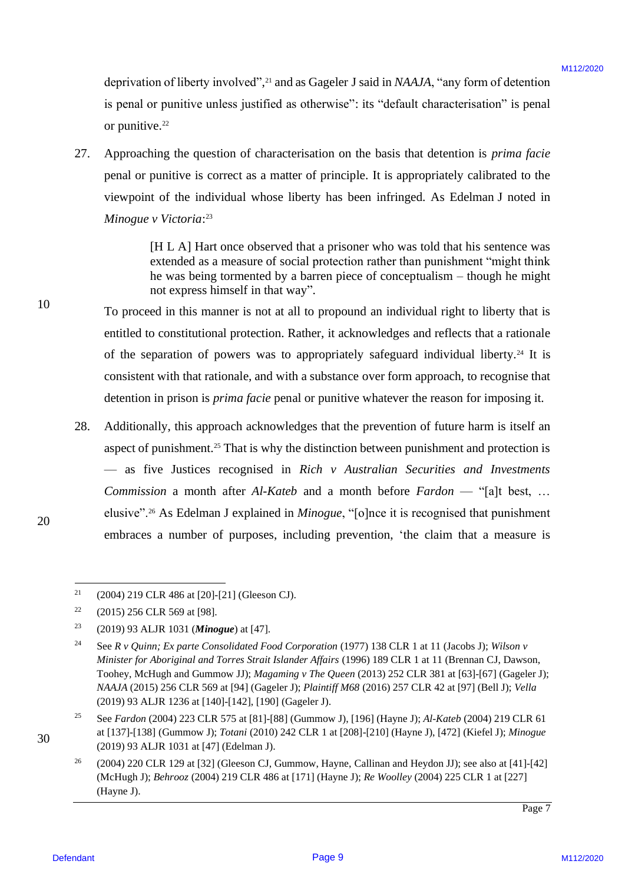deprivation of liberty involved",[21] and as Gageler J said in *NAAJA*, "any form of detention is penal or punitive unless justified as otherwise": its "default characterisation" is penal or punitive.[22]

27. Approaching the question of characterisation on the basis that detention is *prima facie* penal or punitive is correct as a matter of principle. It is appropriately calibrated to the viewpoint of the individual whose liberty has been infringed. As Edelman J noted in *Minogue v Victoria*:[23]

> [H L A] Hart once observed that a prisoner who was told that his sentence was extended as a measure of social protection rather than punishment "might think he was being tormented by a barren piece of conceptualism – though he might not express himself in that way".

To proceed in this manner is not at all to propound an individual right to liberty that is entitled to constitutional protection. Rather, it acknowledges and reflects that a rationale of the separation of powers was to appropriately safeguard individual liberty.[24] It is consistent with that rationale, and with a substance over form approach, to recognise that detention in prison is *prima facie* penal or punitive whatever the reason for imposing it.

28. Additionally, this approach acknowledges that the prevention of future harm is itself an aspect of punishment.[25] That is why the distinction between punishment and protection is — as five Justices recognised in *Rich v Australian Securities and Investments Commission* a month after *Al-Kateb* and a month before *Fardon* — "[a]t best, … elusive".[26] As Edelman J explained in *Minogue*, "[o]nce it is recognised that punishment embraces a number of purposes, including prevention, 'the claim that a measure is

---

[21] (2004) 219 CLR 486 at [20]-[21] (Gleeson CJ).

[22] (2015) 256 CLR 569 at [98].

[23] (2019) 93 ALJR 1031 (***Minogue***) at [47].

[24] See *R v Quinn; Ex parte Consolidated Food Corporation* (1977) 138 CLR 1 at 11 (Jacobs J); *Wilson v Minister for Aboriginal and Torres Strait Islander Affairs* (1996) 189 CLR 1 at 11 (Brennan CJ, Dawson, Toohey, McHugh and Gummow JJ); *Magaming v The Queen* (2013) 252 CLR 381 at [63]-[67] (Gageler J); *NAAJA* (2015) 256 CLR 569 at [94] (Gageler J); *Plaintiff M68* (2016) 257 CLR 42 at [97] (Bell J); *Vella* (2019) 93 ALJR 1236 at [140]-[142], [190] (Gageler J).

[25] See *Fardon* (2004) 223 CLR 575 at [81]-[88] (Gummow J), [196] (Hayne J); *Al-Kateb* (2004) 219 CLR 61 at [137]-[138] (Gummow J); *Totani* (2010) 242 CLR 1 at [208]-[210] (Hayne J), [472] (Kiefel J); *Minogue* (2019) 93 ALJR 1031 at [47] (Edelman J).

[26] (2004) 220 CLR 129 at [32] (Gleeson CJ, Gummow, Hayne, Callinan and Heydon JJ); see also at [41]-[42] (McHugh J); *Behrooz* (2004) 219 CLR 486 at [171] (Hayne J); *Re Woolley* (2004) 225 CLR 1 at [227] (Hayne J).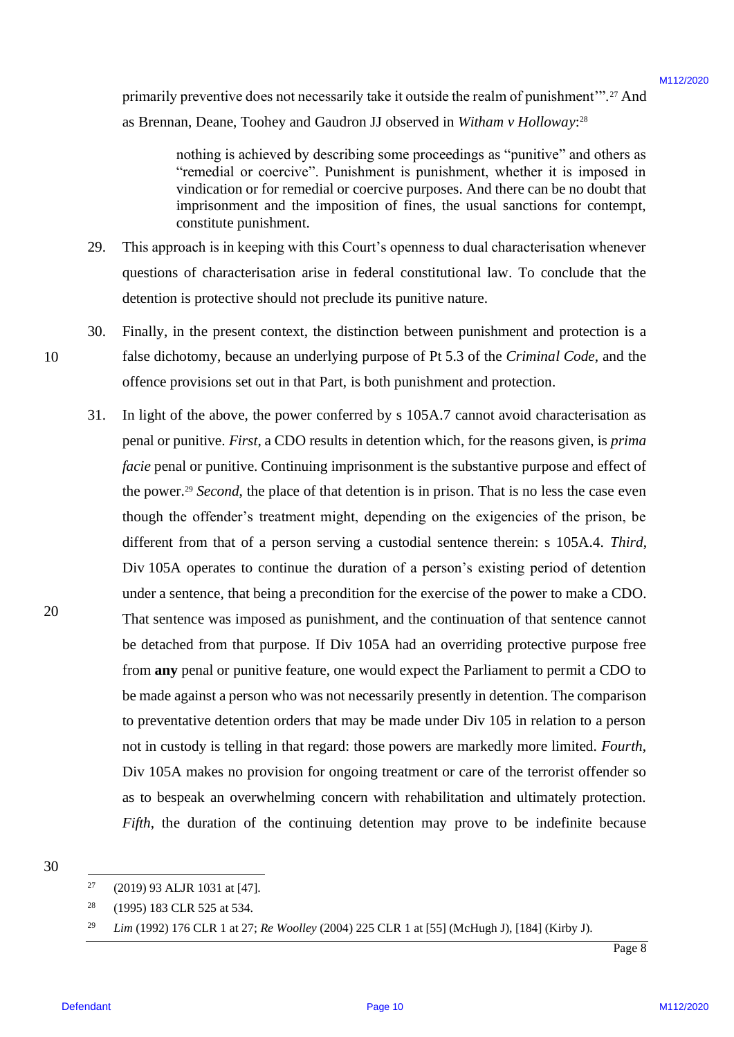primarily preventive does not necessarily take it outside the realm of punishment'".[27] And as Brennan, Deane, Toohey and Gaudron JJ observed in *Witham v Holloway*:[28]

> nothing is achieved by describing some proceedings as "punitive" and others as "remedial or coercive". Punishment is punishment, whether it is imposed in vindication or for remedial or coercive purposes. And there can be no doubt that imprisonment and the imposition of fines, the usual sanctions for contempt, constitute punishment.

29. This approach is in keeping with this Court's openness to dual characterisation whenever questions of characterisation arise in federal constitutional law. To conclude that the detention is protective should not preclude its punitive nature.

30. Finally, in the present context, the distinction between punishment and protection is a false dichotomy, because an underlying purpose of Pt 5.3 of the *Criminal Code*, and the offence provisions set out in that Part, is both punishment and protection.

31. In light of the above, the power conferred by s 105A.7 cannot avoid characterisation as penal or punitive. *First*, a CDO results in detention which, for the reasons given, is *prima facie* penal or punitive. Continuing imprisonment is the substantive purpose and effect of the power.[29] *Second*, the place of that detention is in prison. That is no less the case even though the offender's treatment might, depending on the exigencies of the prison, be different from that of a person serving a custodial sentence therein: s 105A.4. *Third*, Div 105A operates to continue the duration of a person's existing period of detention under a sentence, that being a precondition for the exercise of the power to make a CDO. That sentence was imposed as punishment, and the continuation of that sentence cannot be detached from that purpose. If Div 105A had an overriding protective purpose free from **any** penal or punitive feature, one would expect the Parliament to permit a CDO to be made against a person who was not necessarily presently in detention. The comparison to preventative detention orders that may be made under Div 105 in relation to a person not in custody is telling in that regard: those powers are markedly more limited. *Fourth*, Div 105A makes no provision for ongoing treatment or care of the terrorist offender so as to bespeak an overwhelming concern with rehabilitation and ultimately protection. *Fifth*, the duration of the continuing detention may prove to be indefinite because

---

[27] (2019) 93 ALJR 1031 at [47].

[28] (1995) 183 CLR 525 at 534.

[29] *Lim* (1992) 176 CLR 1 at 27; *Re Woolley* (2004) 225 CLR 1 at [55] (McHugh J), [184] (Kirby J).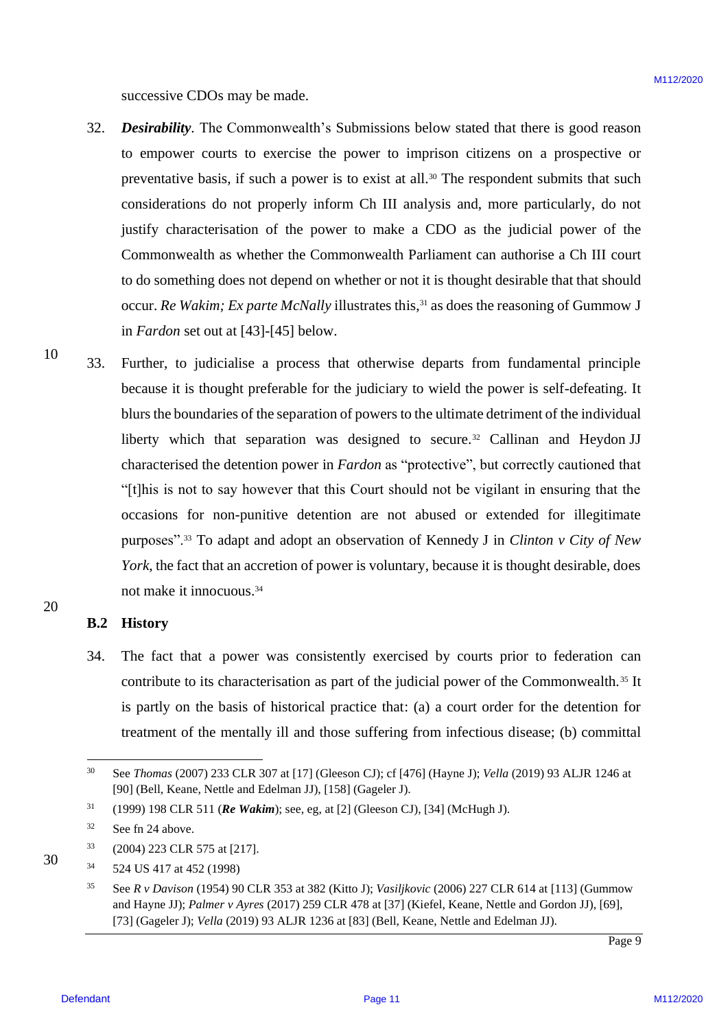successive CDOs may be made.

32. ***Desirability***. The Commonwealth's Submissions below stated that there is good reason to empower courts to exercise the power to imprison citizens on a prospective or preventative basis, if such a power is to exist at all.[30] The respondent submits that such considerations do not properly inform Ch III analysis and, more particularly, do not justify characterisation of the power to make a CDO as the judicial power of the Commonwealth as whether the Commonwealth Parliament can authorise a Ch III court to do something does not depend on whether or not it is thought desirable that that should occur. *Re Wakim; Ex parte McNally* illustrates this,[31] as does the reasoning of Gummow J in *Fardon* set out at [43]-[45] below.

33. Further, to judicialise a process that otherwise departs from fundamental principle because it is thought preferable for the judiciary to wield the power is self-defeating. It blurs the boundaries of the separation of powers to the ultimate detriment of the individual liberty which that separation was designed to secure.[32] Callinan and Heydon JJ characterised the detention power in *Fardon* as "protective", but correctly cautioned that "[t]his is not to say however that this Court should not be vigilant in ensuring that the occasions for non-punitive detention are not abused or extended for illegitimate purposes".[33] To adapt and adopt an observation of Kennedy J in *Clinton v City of New York*, the fact that an accretion of power is voluntary, because it is thought desirable, does not make it innocuous.[34]

## B.2 History

34. The fact that a power was consistently exercised by courts prior to federation can contribute to its characterisation as part of the judicial power of the Commonwealth.[35] It is partly on the basis of historical practice that: (a) a court order for the detention for treatment of the mentally ill and those suffering from infectious disease; (b) committal

---

[30] See *Thomas* (2007) 233 CLR 307 at [17] (Gleeson CJ); cf [476] (Hayne J); *Vella* (2019) 93 ALJR 1246 at [90] (Bell, Keane, Nettle and Edelman JJ), [158] (Gageler J).

[31] (1999) 198 CLR 511 (***Re Wakim***); see, eg, at [2] (Gleeson CJ), [34] (McHugh J).

[32] See fn 24 above.

[33] (2004) 223 CLR 575 at [217].

[34] 524 US 417 at 452 (1998)

[35] See *R v Davison* (1954) 90 CLR 353 at 382 (Kitto J); *Vasiljkovic* (2006) 227 CLR 614 at [113] (Gummow and Hayne JJ); *Palmer v Ayres* (2017) 259 CLR 478 at [37] (Kiefel, Keane, Nettle and Gordon JJ), [69], [73] (Gageler J); *Vella* (2019) 93 ALJR 1236 at [83] (Bell, Keane, Nettle and Edelman JJ).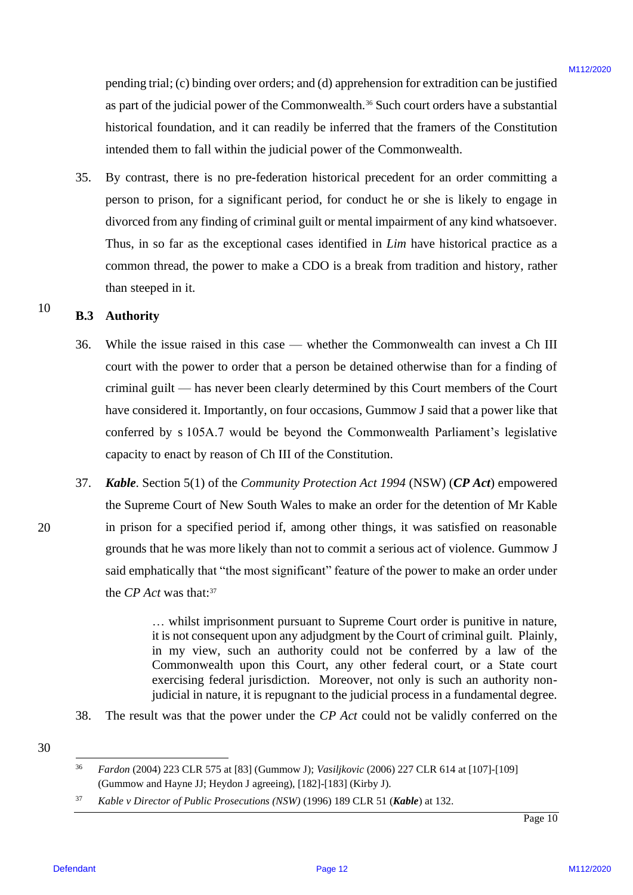pending trial; (c) binding over orders; and (d) apprehension for extradition can be justified as part of the judicial power of the Commonwealth.[36] Such court orders have a substantial historical foundation, and it can readily be inferred that the framers of the Constitution intended them to fall within the judicial power of the Commonwealth.

35. By contrast, there is no pre-federation historical precedent for an order committing a person to prison, for a significant period, for conduct he or she is likely to engage in divorced from any finding of criminal guilt or mental impairment of any kind whatsoever. Thus, in so far as the exceptional cases identified in *Lim* have historical practice as a common thread, the power to make a CDO is a break from tradition and history, rather than steeped in it.

## B.3 Authority

36. While the issue raised in this case — whether the Commonwealth can invest a Ch III court with the power to order that a person be detained otherwise than for a finding of criminal guilt — has never been clearly determined by this Court members of the Court have considered it. Importantly, on four occasions, Gummow J said that a power like that conferred by s 105A.7 would be beyond the Commonwealth Parliament's legislative capacity to enact by reason of Ch III of the Constitution.

37. ***Kable***. Section 5(1) of the *Community Protection Act 1994* (NSW) (***CP Act***) empowered the Supreme Court of New South Wales to make an order for the detention of Mr Kable in prison for a specified period if, among other things, it was satisfied on reasonable grounds that he was more likely than not to commit a serious act of violence. Gummow J said emphatically that "the most significant" feature of the power to make an order under the *CP Act* was that:[37]

> … whilst imprisonment pursuant to Supreme Court order is punitive in nature, it is not consequent upon any adjudgment by the Court of criminal guilt. Plainly, in my view, such an authority could not be conferred by a law of the Commonwealth upon this Court, any other federal court, or a State court exercising federal jurisdiction. Moreover, not only is such an authority non-judicial in nature, it is repugnant to the judicial process in a fundamental degree.

38. The result was that the power under the *CP Act* could not be validly conferred on the

---

[36] *Fardon* (2004) 223 CLR 575 at [83] (Gummow J); *Vasiljkovic* (2006) 227 CLR 614 at [107]-[109] (Gummow and Hayne JJ; Heydon J agreeing), [182]-[183] (Kirby J).

[37] *Kable v Director of Public Prosecutions (NSW)* (1996) 189 CLR 51 (***Kable***) at 132.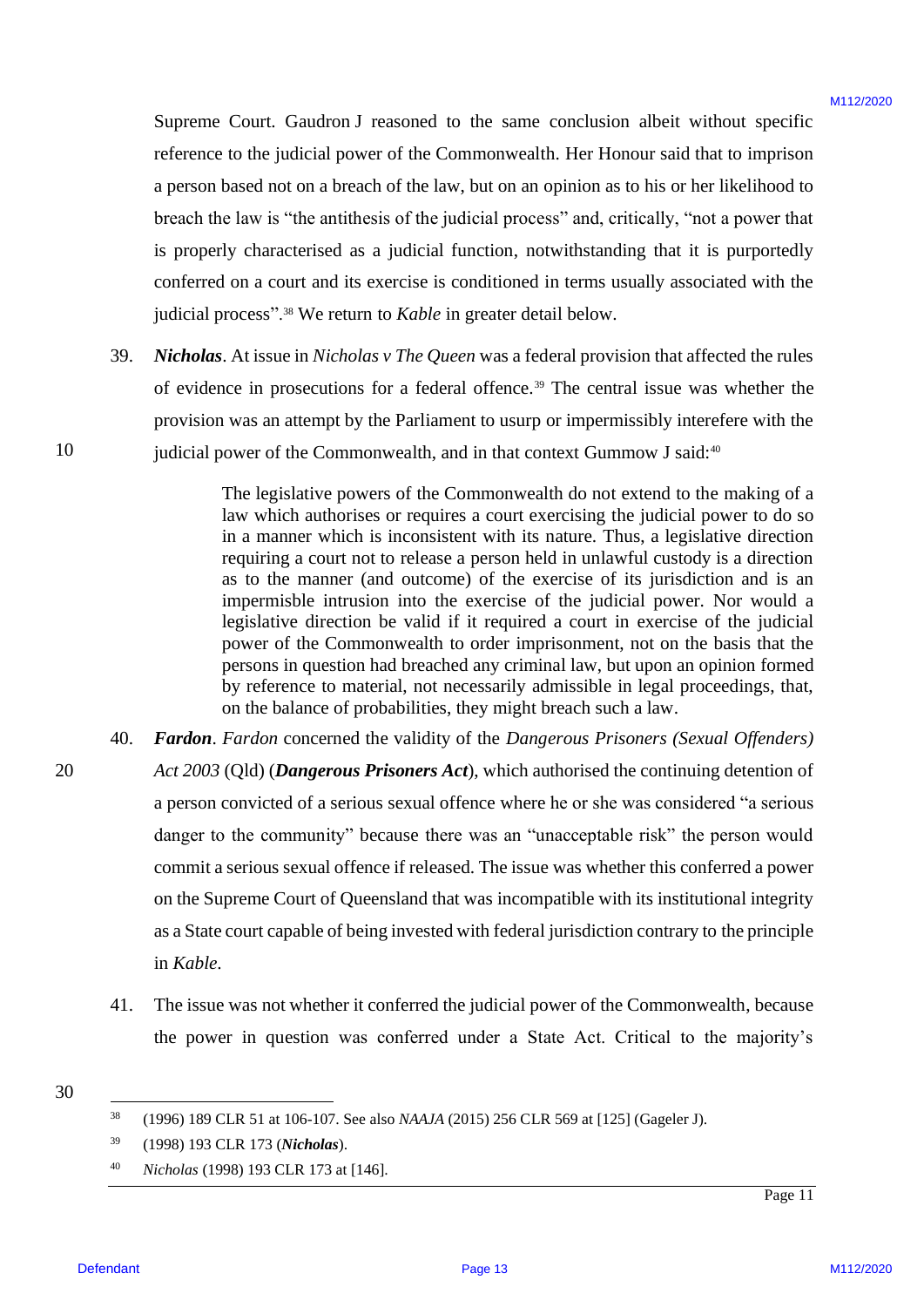Supreme Court. Gaudron J reasoned to the same conclusion albeit without specific reference to the judicial power of the Commonwealth. Her Honour said that to imprison a person based not on a breach of the law, but on an opinion as to his or her likelihood to breach the law is "the antithesis of the judicial process" and, critically, "not a power that is properly characterised as a judicial function, notwithstanding that it is purportedly conferred on a court and its exercise is conditioned in terms usually associated with the judicial process".[38] We return to *Kable* in greater detail below.

39. ***Nicholas***. At issue in *Nicholas v The Queen* was a federal provision that affected the rules of evidence in prosecutions for a federal offence.[39] The central issue was whether the provision was an attempt by the Parliament to usurp or impermissibly interefere with the judicial power of the Commonwealth, and in that context Gummow J said:[40]

> The legislative powers of the Commonwealth do not extend to the making of a law which authorises or requires a court exercising the judicial power to do so in a manner which is inconsistent with its nature. Thus, a legislative direction requiring a court not to release a person held in unlawful custody is a direction as to the manner (and outcome) of the exercise of its jurisdiction and is an impermisble intrusion into the exercise of the judicial power. Nor would a legislative direction be valid if it required a court in exercise of the judicial power of the Commonwealth to order imprisonment, not on the basis that the persons in question had breached any criminal law, but upon an opinion formed by reference to material, not necessarily admissible in legal proceedings, that, on the balance of probabilities, they might breach such a law.

40. ***Fardon***. *Fardon* concerned the validity of the *Dangerous Prisoners (Sexual Offenders) Act 2003* (Qld) (***Dangerous Prisoners Act***), which authorised the continuing detention of a person convicted of a serious sexual offence where he or she was considered "a serious danger to the community" because there was an "unacceptable risk" the person would commit a serious sexual offence if released. The issue was whether this conferred a power on the Supreme Court of Queensland that was incompatible with its institutional integrity as a State court capable of being invested with federal jurisdiction contrary to the principle in *Kable*.

41. The issue was not whether it conferred the judicial power of the Commonwealth, because the power in question was conferred under a State Act. Critical to the majority's

---

[38] (1996) 189 CLR 51 at 106-107. See also *NAAJA* (2015) 256 CLR 569 at [125] (Gageler J).

[39] (1998) 193 CLR 173 (***Nicholas***).

[40] *Nicholas* (1998) 193 CLR 173 at [146].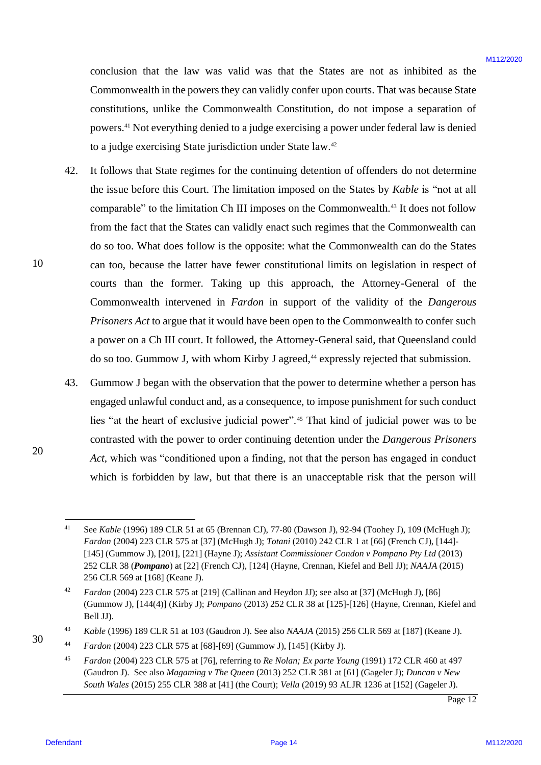conclusion that the law was valid was that the States are not as inhibited as the Commonwealth in the powers they can validly confer upon courts. That was because State constitutions, unlike the Commonwealth Constitution, do not impose a separation of powers.[41] Not everything denied to a judge exercising a power under federal law is denied to a judge exercising State jurisdiction under State law.[42]

42. It follows that State regimes for the continuing detention of offenders do not determine the issue before this Court. The limitation imposed on the States by *Kable* is "not at all comparable" to the limitation Ch III imposes on the Commonwealth.[43] It does not follow from the fact that the States can validly enact such regimes that the Commonwealth can do so too. What does follow is the opposite: what the Commonwealth can do the States can too, because the latter have fewer constitutional limits on legislation in respect of courts than the former. Taking up this approach, the Attorney-General of the Commonwealth intervened in *Fardon* in support of the validity of the *Dangerous Prisoners Act* to argue that it would have been open to the Commonwealth to confer such a power on a Ch III court. It followed, the Attorney-General said, that Queensland could do so too. Gummow J, with whom Kirby J agreed,[44] expressly rejected that submission.

43. Gummow J began with the observation that the power to determine whether a person has engaged unlawful conduct and, as a consequence, to impose punishment for such conduct lies "at the heart of exclusive judicial power".[45] That kind of judicial power was to be contrasted with the power to order continuing detention under the *Dangerous Prisoners Act*, which was "conditioned upon a finding, not that the person has engaged in conduct which is forbidden by law, but that there is an unacceptable risk that the person will

---

[41] See *Kable* (1996) 189 CLR 51 at 65 (Brennan CJ), 77-80 (Dawson J), 92-94 (Toohey J), 109 (McHugh J); *Fardon* (2004) 223 CLR 575 at [37] (McHugh J); *Totani* (2010) 242 CLR 1 at [66] (French CJ), [144]-[145] (Gummow J), [201], [221] (Hayne J); *Assistant Commissioner Condon v Pompano Pty Ltd* (2013) 252 CLR 38 (***Pompano***) at [22] (French CJ), [124] (Hayne, Crennan, Kiefel and Bell JJ); *NAAJA* (2015) 256 CLR 569 at [168] (Keane J).

[42] *Fardon* (2004) 223 CLR 575 at [219] (Callinan and Heydon JJ); see also at [37] (McHugh J), [86] (Gummow J), [144(4)] (Kirby J); *Pompano* (2013) 252 CLR 38 at [125]-[126] (Hayne, Crennan, Kiefel and Bell JJ).

[43] *Kable* (1996) 189 CLR 51 at 103 (Gaudron J). See also *NAAJA* (2015) 256 CLR 569 at [187] (Keane J).

[44] *Fardon* (2004) 223 CLR 575 at [68]-[69] (Gummow J), [145] (Kirby J).

[45] *Fardon* (2004) 223 CLR 575 at [76], referring to *Re Nolan; Ex parte Young* (1991) 172 CLR 460 at 497 (Gaudron J). See also *Magaming v The Queen* (2013) 252 CLR 381 at [61] (Gageler J); *Duncan v New South Wales* (2015) 255 CLR 388 at [41] (the Court); *Vella* (2019) 93 ALJR 1236 at [152] (Gageler J).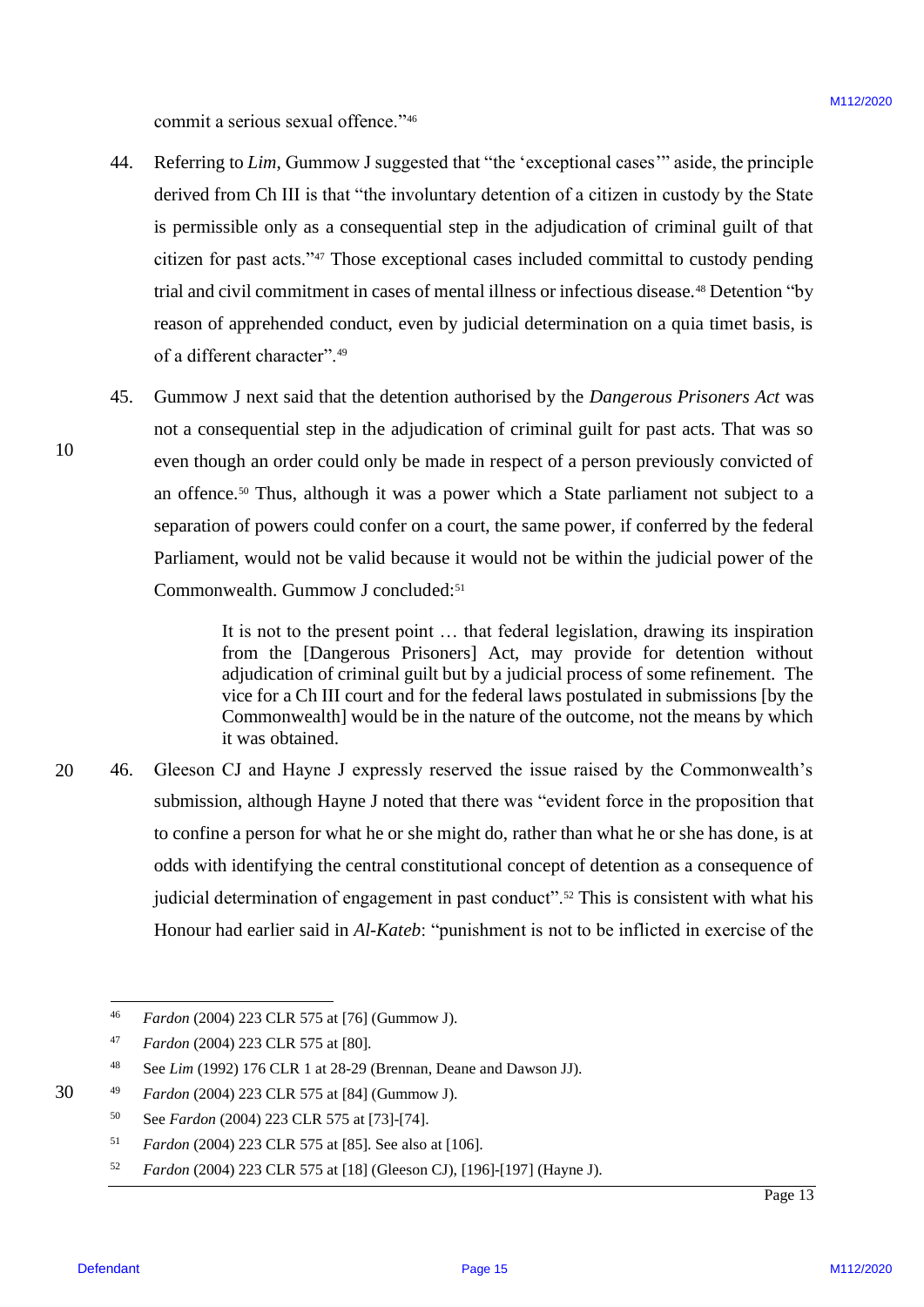commit a serious sexual offence."[46]

44. Referring to *Lim*, Gummow J suggested that "the 'exceptional cases'" aside, the principle derived from Ch III is that "the involuntary detention of a citizen in custody by the State is permissible only as a consequential step in the adjudication of criminal guilt of that citizen for past acts."[47] Those exceptional cases included committal to custody pending trial and civil commitment in cases of mental illness or infectious disease.[48] Detention "by reason of apprehended conduct, even by judicial determination on a quia timet basis, is of a different character".[49]

45. Gummow J next said that the detention authorised by the *Dangerous Prisoners Act* was not a consequential step in the adjudication of criminal guilt for past acts. That was so even though an order could only be made in respect of a person previously convicted of an offence.[50] Thus, although it was a power which a State parliament not subject to a separation of powers could confer on a court, the same power, if conferred by the federal Parliament, would not be valid because it would not be within the judicial power of the Commonwealth. Gummow J concluded:[51]

> It is not to the present point … that federal legislation, drawing its inspiration from the [Dangerous Prisoners] Act, may provide for detention without adjudication of criminal guilt but by a judicial process of some refinement. The vice for a Ch III court and for the federal laws postulated in submissions [by the Commonwealth] would be in the nature of the outcome, not the means by which it was obtained.

46. Gleeson CJ and Hayne J expressly reserved the issue raised by the Commonwealth's submission, although Hayne J noted that there was "evident force in the proposition that to confine a person for what he or she might do, rather than what he or she has done, is at odds with identifying the central constitutional concept of detention as a consequence of judicial determination of engagement in past conduct".[52] This is consistent with what his Honour had earlier said in *Al-Kateb*: "punishment is not to be inflicted in exercise of the

---

[46] *Fardon* (2004) 223 CLR 575 at [76] (Gummow J).

[47] *Fardon* (2004) 223 CLR 575 at [80].

[48] See *Lim* (1992) 176 CLR 1 at 28-29 (Brennan, Deane and Dawson JJ).

[49] *Fardon* (2004) 223 CLR 575 at [84] (Gummow J).

[50] See *Fardon* (2004) 223 CLR 575 at [73]-[74].

[51] *Fardon* (2004) 223 CLR 575 at [85]. See also at [106].

[52] *Fardon* (2004) 223 CLR 575 at [18] (Gleeson CJ), [196]-[197] (Hayne J).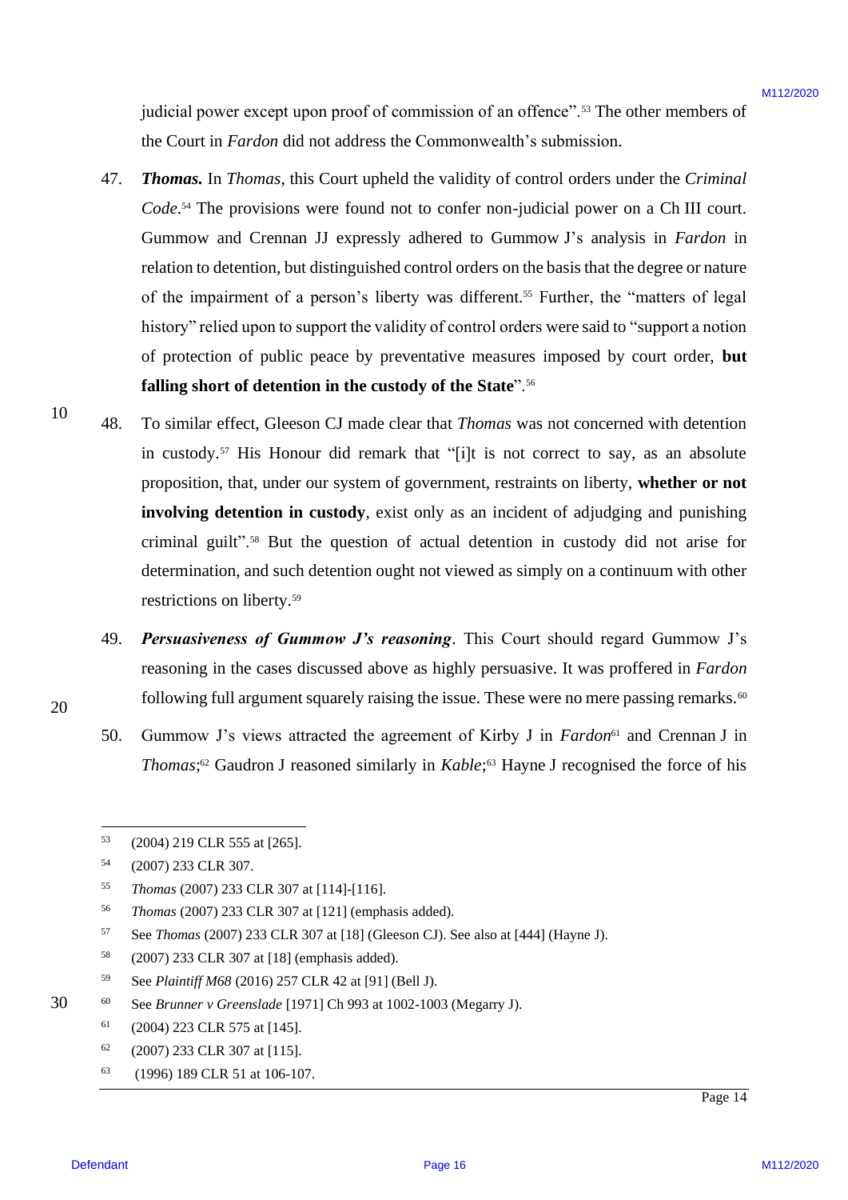judicial power except upon proof of commission of an offence".[53] The other members of the Court in *Fardon* did not address the Commonwealth's submission.

47. ***Thomas.*** In *Thomas*, this Court upheld the validity of control orders under the *Criminal Code*.[54] The provisions were found not to confer non-judicial power on a Ch III court. Gummow and Crennan JJ expressly adhered to Gummow J's analysis in *Fardon* in relation to detention, but distinguished control orders on the basis that the degree or nature of the impairment of a person's liberty was different.[55] Further, the "matters of legal history" relied upon to support the validity of control orders were said to "support a notion of protection of public peace by preventative measures imposed by court order, **but falling short of detention in the custody of the State**".[56]

48. To similar effect, Gleeson CJ made clear that *Thomas* was not concerned with detention in custody.[57] His Honour did remark that "[i]t is not correct to say, as an absolute proposition, that, under our system of government, restraints on liberty, **whether or not involving detention in custody**, exist only as an incident of adjudging and punishing criminal guilt".[58] But the question of actual detention in custody did not arise for determination, and such detention ought not viewed as simply on a continuum with other restrictions on liberty.[59]

49. ***Persuasiveness of Gummow J's reasoning***. This Court should regard Gummow J's reasoning in the cases discussed above as highly persuasive. It was proffered in *Fardon* following full argument squarely raising the issue. These were no mere passing remarks.[60]

50. Gummow J's views attracted the agreement of Kirby J in *Fardon*[61] and Crennan J in *Thomas*;[62] Gaudron J reasoned similarly in *Kable*;[63] Hayne J recognised the force of his

---

[53] (2004) 219 CLR 555 at [265].

[54] (2007) 233 CLR 307.

[55] *Thomas* (2007) 233 CLR 307 at [114]-[116].

[56] *Thomas* (2007) 233 CLR 307 at [121] (emphasis added).

[57] See *Thomas* (2007) 233 CLR 307 at [18] (Gleeson CJ). See also at [444] (Hayne J).

[58] (2007) 233 CLR 307 at [18] (emphasis added).

[59] See *Plaintiff M68* (2016) 257 CLR 42 at [91] (Bell J).

[60] See *Brunner v Greenslade* [1971] Ch 993 at 1002-1003 (Megarry J).

[61] (2004) 223 CLR 575 at [145].

[62] (2007) 233 CLR 307 at [115].

[63] (1996) 189 CLR 51 at 106-107.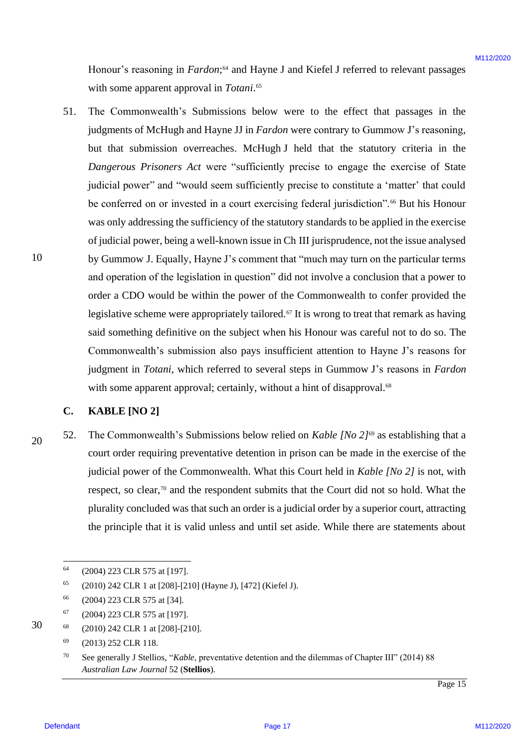Honour's reasoning in *Fardon*;[64] and Hayne J and Kiefel J referred to relevant passages with some apparent approval in *Totani*.[65]

51. The Commonwealth's Submissions below were to the effect that passages in the judgments of McHugh and Hayne JJ in *Fardon* were contrary to Gummow J's reasoning, but that submission overreaches. McHugh J held that the statutory criteria in the *Dangerous Prisoners Act* were "sufficiently precise to engage the exercise of State judicial power" and "would seem sufficiently precise to constitute a 'matter' that could be conferred on or invested in a court exercising federal jurisdiction".[66] But his Honour was only addressing the sufficiency of the statutory standards to be applied in the exercise of judicial power, being a well-known issue in Ch III jurisprudence, not the issue analysed by Gummow J. Equally, Hayne J's comment that "much may turn on the particular terms and operation of the legislation in question" did not involve a conclusion that a power to order a CDO would be within the power of the Commonwealth to confer provided the legislative scheme were appropriately tailored.[67] It is wrong to treat that remark as having said something definitive on the subject when his Honour was careful not to do so. The Commonwealth's submission also pays insufficient attention to Hayne J's reasons for judgment in *Totani*, which referred to several steps in Gummow J's reasons in *Fardon* with some apparent approval; certainly, without a hint of disapproval.[68]

## C. KABLE [NO 2]

52. The Commonwealth's Submissions below relied on *Kable [No 2]*[69] as establishing that a court order requiring preventative detention in prison can be made in the exercise of the judicial power of the Commonwealth. What this Court held in *Kable [No 2]* is not, with respect, so clear,[70] and the respondent submits that the Court did not so hold. What the plurality concluded was that such an order is a judicial order by a superior court, attracting the principle that it is valid unless and until set aside. While there are statements about

---

[64] (2004) 223 CLR 575 at [197].

[65] (2010) 242 CLR 1 at [208]-[210] (Hayne J), [472] (Kiefel J).

[66] (2004) 223 CLR 575 at [34].

[67] (2004) 223 CLR 575 at [197].

[68] (2010) 242 CLR 1 at [208]-[210].

[69] (2013) 252 CLR 118.

[70] See generally J Stellios, "*Kable*, preventative detention and the dilemmas of Chapter III" (2014) 88 *Australian Law Journal* 52 (**Stellios**).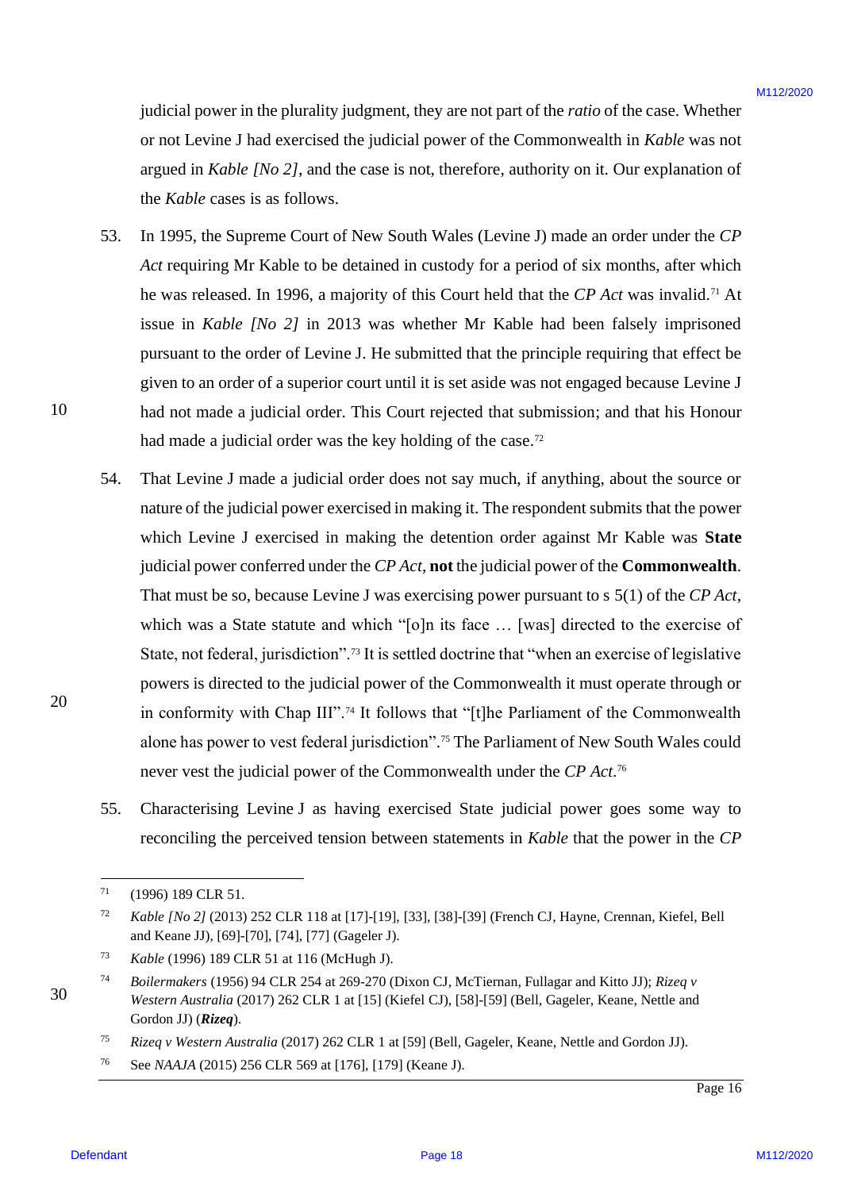judicial power in the plurality judgment, they are not part of the *ratio* of the case. Whether or not Levine J had exercised the judicial power of the Commonwealth in *Kable* was not argued in *Kable [No 2]*, and the case is not, therefore, authority on it. Our explanation of the *Kable* cases is as follows.

53. In 1995, the Supreme Court of New South Wales (Levine J) made an order under the *CP Act* requiring Mr Kable to be detained in custody for a period of six months, after which he was released. In 1996, a majority of this Court held that the *CP Act* was invalid.[71] At issue in *Kable [No 2]* in 2013 was whether Mr Kable had been falsely imprisoned pursuant to the order of Levine J. He submitted that the principle requiring that effect be given to an order of a superior court until it is set aside was not engaged because Levine J had not made a judicial order. This Court rejected that submission; and that his Honour had made a judicial order was the key holding of the case.[72]

54. That Levine J made a judicial order does not say much, if anything, about the source or nature of the judicial power exercised in making it. The respondent submits that the power which Levine J exercised in making the detention order against Mr Kable was **State** judicial power conferred under the *CP Act*, **not** the judicial power of the **Commonwealth**. That must be so, because Levine J was exercising power pursuant to s 5(1) of the *CP Act*, which was a State statute and which "[o]n its face … [was] directed to the exercise of State, not federal, jurisdiction".[73] It is settled doctrine that "when an exercise of legislative powers is directed to the judicial power of the Commonwealth it must operate through or in conformity with Chap III".[74] It follows that "[t]he Parliament of the Commonwealth alone has power to vest federal jurisdiction".[75] The Parliament of New South Wales could never vest the judicial power of the Commonwealth under the *CP Act*.[76]

55. Characterising Levine J as having exercised State judicial power goes some way to reconciling the perceived tension between statements in *Kable* that the power in the *CP*

---

[71] (1996) 189 CLR 51.

[72] *Kable [No 2]* (2013) 252 CLR 118 at [17]-[19], [33], [38]-[39] (French CJ, Hayne, Crennan, Kiefel, Bell and Keane JJ), [69]-[70], [74], [77] (Gageler J).

[73] *Kable* (1996) 189 CLR 51 at 116 (McHugh J).

[74] *Boilermakers* (1956) 94 CLR 254 at 269-270 (Dixon CJ, McTiernan, Fullagar and Kitto JJ); *Rizeq v Western Australia* (2017) 262 CLR 1 at [15] (Kiefel CJ), [58]-[59] (Bell, Gageler, Keane, Nettle and Gordon JJ) (***Rizeq***).

[75] *Rizeq v Western Australia* (2017) 262 CLR 1 at [59] (Bell, Gageler, Keane, Nettle and Gordon JJ).

[76] See *NAAJA* (2015) 256 CLR 569 at [176], [179] (Keane J).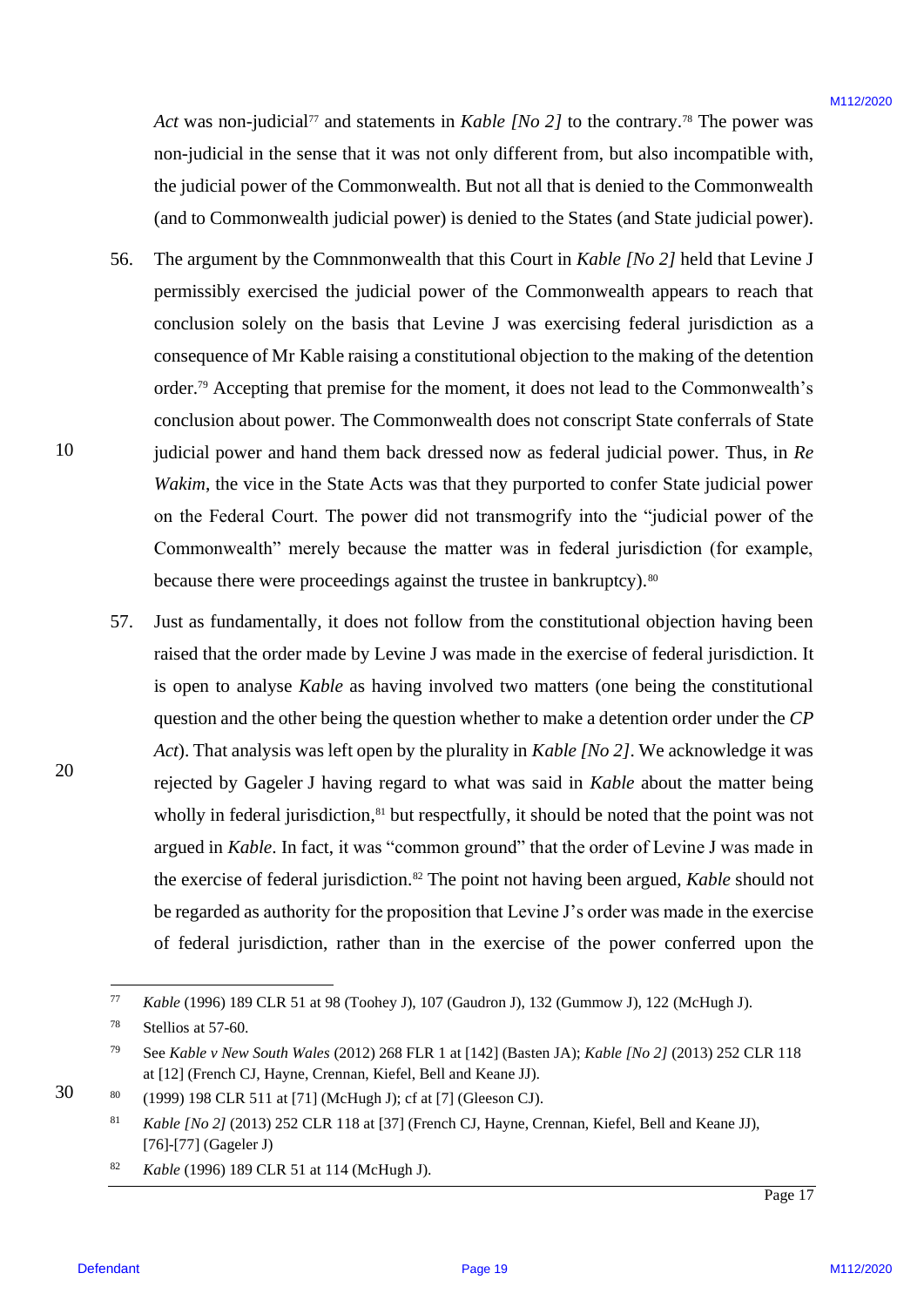*Act* was non-judicial[77] and statements in *Kable [No 2]* to the contrary.[78] The power was non-judicial in the sense that it was not only different from, but also incompatible with, the judicial power of the Commonwealth. But not all that is denied to the Commonwealth (and to Commonwealth judicial power) is denied to the States (and State judicial power).

56. The argument by the Comnmonwealth that this Court in *Kable [No 2]* held that Levine J permissibly exercised the judicial power of the Commonwealth appears to reach that conclusion solely on the basis that Levine J was exercising federal jurisdiction as a consequence of Mr Kable raising a constitutional objection to the making of the detention order.[79] Accepting that premise for the moment, it does not lead to the Commonwealth's conclusion about power. The Commonwealth does not conscript State conferrals of State judicial power and hand them back dressed now as federal judicial power. Thus, in *Re Wakim*, the vice in the State Acts was that they purported to confer State judicial power on the Federal Court. The power did not transmogrify into the "judicial power of the Commonwealth" merely because the matter was in federal jurisdiction (for example, because there were proceedings against the trustee in bankruptcy).[80]

57. Just as fundamentally, it does not follow from the constitutional objection having been raised that the order made by Levine J was made in the exercise of federal jurisdiction. It is open to analyse *Kable* as having involved two matters (one being the constitutional question and the other being the question whether to make a detention order under the *CP Act*). That analysis was left open by the plurality in *Kable [No 2]*. We acknowledge it was rejected by Gageler J having regard to what was said in *Kable* about the matter being wholly in federal jurisdiction,[81] but respectfully, it should be noted that the point was not argued in *Kable*. In fact, it was "common ground" that the order of Levine J was made in the exercise of federal jurisdiction.[82] The point not having been argued, *Kable* should not be regarded as authority for the proposition that Levine J's order was made in the exercise of federal jurisdiction, rather than in the exercise of the power conferred upon the

---

77 *Kable* (1996) 189 CLR 51 at 98 (Toohey J), 107 (Gaudron J), 132 (Gummow J), 122 (McHugh J).

78 Stellios at 57-60.

79 See *Kable v New South Wales* (2012) 268 FLR 1 at [142] (Basten JA); *Kable [No 2]* (2013) 252 CLR 118 at [12] (French CJ, Hayne, Crennan, Kiefel, Bell and Keane JJ).

80 (1999) 198 CLR 511 at [71] (McHugh J); cf at [7] (Gleeson CJ).

81 *Kable [No 2]* (2013) 252 CLR 118 at [37] (French CJ, Hayne, Crennan, Kiefel, Bell and Keane JJ), [76]-[77] (Gageler J)

82 *Kable* (1996) 189 CLR 51 at 114 (McHugh J).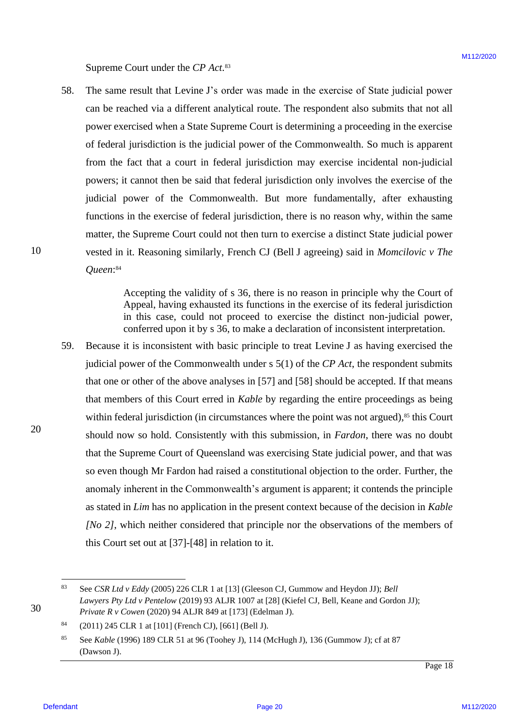Supreme Court under the *CP Act*.[83]

58. The same result that Levine J's order was made in the exercise of State judicial power can be reached via a different analytical route. The respondent also submits that not all power exercised when a State Supreme Court is determining a proceeding in the exercise of federal jurisdiction is the judicial power of the Commonwealth. So much is apparent from the fact that a court in federal jurisdiction may exercise incidental non-judicial powers; it cannot then be said that federal jurisdiction only involves the exercise of the judicial power of the Commonwealth. But more fundamentally, after exhausting functions in the exercise of federal jurisdiction, there is no reason why, within the same matter, the Supreme Court could not then turn to exercise a distinct State judicial power vested in it. Reasoning similarly, French CJ (Bell J agreeing) said in *Momcilovic v The Queen*:[84]

> Accepting the validity of s 36, there is no reason in principle why the Court of Appeal, having exhausted its functions in the exercise of its federal jurisdiction in this case, could not proceed to exercise the distinct non-judicial power, conferred upon it by s 36, to make a declaration of inconsistent interpretation.

59. Because it is inconsistent with basic principle to treat Levine J as having exercised the judicial power of the Commonwealth under s 5(1) of the *CP Act*, the respondent submits that one or other of the above analyses in [57] and [58] should be accepted. If that means that members of this Court erred in *Kable* by regarding the entire proceedings as being within federal jurisdiction (in circumstances where the point was not argued),[85] this Court should now so hold. Consistently with this submission, in *Fardon*, there was no doubt that the Supreme Court of Queensland was exercising State judicial power, and that was so even though Mr Fardon had raised a constitutional objection to the order. Further, the anomaly inherent in the Commonwealth's argument is apparent; it contends the principle as stated in *Lim* has no application in the present context because of the decision in *Kable [No 2]*, which neither considered that principle nor the observations of the members of this Court set out at [37]-[48] in relation to it.

---

[83] See *CSR Ltd v Eddy* (2005) 226 CLR 1 at [13] (Gleeson CJ, Gummow and Heydon JJ); *Bell Lawyers Pty Ltd v Pentelow* (2019) 93 ALJR 1007 at [28] (Kiefel CJ, Bell, Keane and Gordon JJ); *Private R v Cowen* (2020) 94 ALJR 849 at [173] (Edelman J).

[84] (2011) 245 CLR 1 at [101] (French CJ), [661] (Bell J).

[85] See *Kable* (1996) 189 CLR 51 at 96 (Toohey J), 114 (McHugh J), 136 (Gummow J); cf at 87 (Dawson J).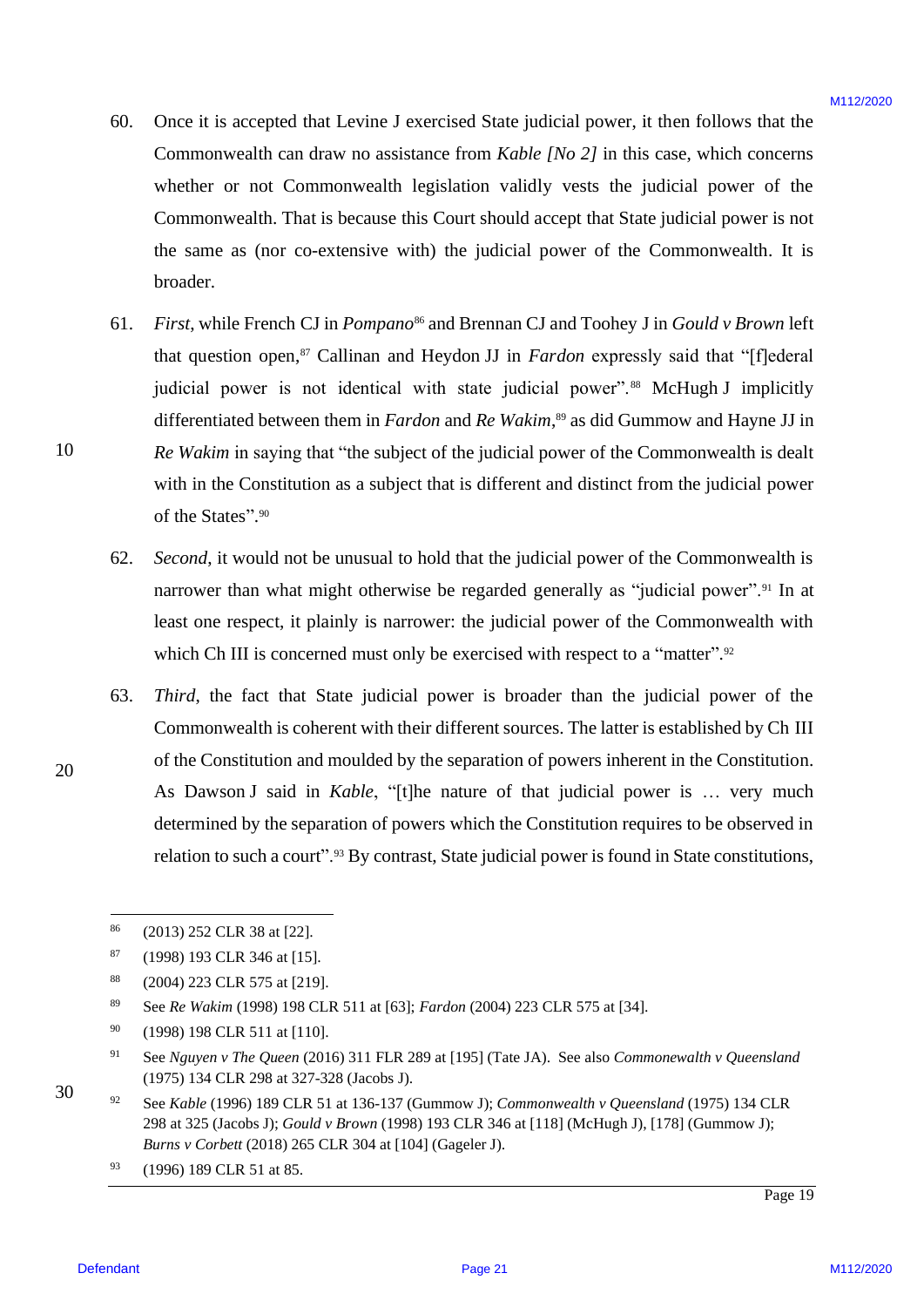60. Once it is accepted that Levine J exercised State judicial power, it then follows that the Commonwealth can draw no assistance from *Kable [No 2]* in this case, which concerns whether or not Commonwealth legislation validly vests the judicial power of the Commonwealth. That is because this Court should accept that State judicial power is not the same as (nor co-extensive with) the judicial power of the Commonwealth. It is broader.

61. *First*, while French CJ in *Pompano*[86] and Brennan CJ and Toohey J in *Gould v Brown* left that question open,[87] Callinan and Heydon JJ in *Fardon* expressly said that "[f]ederal judicial power is not identical with state judicial power".[88] McHugh J implicitly differentiated between them in *Fardon* and *Re Wakim*,[89] as did Gummow and Hayne JJ in *Re Wakim* in saying that "the subject of the judicial power of the Commonwealth is dealt with in the Constitution as a subject that is different and distinct from the judicial power of the States".[90]

62. *Second*, it would not be unusual to hold that the judicial power of the Commonwealth is narrower than what might otherwise be regarded generally as "judicial power".[91] In at least one respect, it plainly is narrower: the judicial power of the Commonwealth with which Ch III is concerned must only be exercised with respect to a "matter".[92]

63. *Third*, the fact that State judicial power is broader than the judicial power of the Commonwealth is coherent with their different sources. The latter is established by Ch III of the Constitution and moulded by the separation of powers inherent in the Constitution. As Dawson J said in *Kable*, "[t]he nature of that judicial power is … very much determined by the separation of powers which the Constitution requires to be observed in relation to such a court".[93] By contrast, State judicial power is found in State constitutions,

---

[86] (2013) 252 CLR 38 at [22].

[87] (1998) 193 CLR 346 at [15].

[88] (2004) 223 CLR 575 at [219].

[89] See *Re Wakim* (1998) 198 CLR 511 at [63]; *Fardon* (2004) 223 CLR 575 at [34].

[90] (1998) 198 CLR 511 at [110].

[91] See *Nguyen v The Queen* (2016) 311 FLR 289 at [195] (Tate JA). See also *Commonewalth v Queensland* (1975) 134 CLR 298 at 327-328 (Jacobs J).

[92] See *Kable* (1996) 189 CLR 51 at 136-137 (Gummow J); *Commonwealth v Queensland* (1975) 134 CLR 298 at 325 (Jacobs J); *Gould v Brown* (1998) 193 CLR 346 at [118] (McHugh J), [178] (Gummow J); *Burns v Corbett* (2018) 265 CLR 304 at [104] (Gageler J).

[93] (1996) 189 CLR 51 at 85.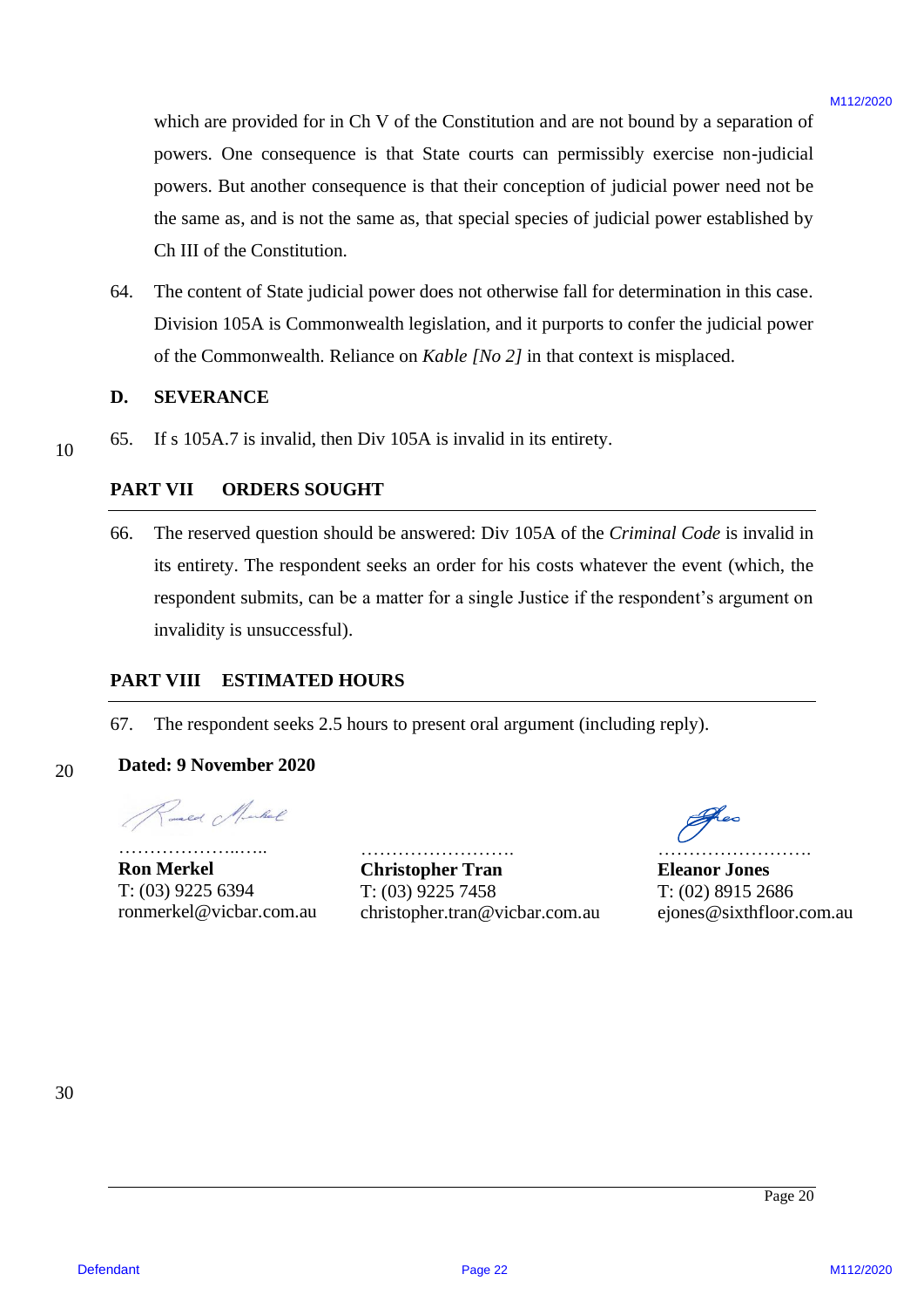which are provided for in Ch V of the Constitution and are not bound by a separation of powers. One consequence is that State courts can permissibly exercise non-judicial powers. But another consequence is that their conception of judicial power need not be the same as, and is not the same as, that special species of judicial power established by Ch III of the Constitution.

64. The content of State judicial power does not otherwise fall for determination in this case. Division 105A is Commonwealth legislation, and it purports to confer the judicial power of the Commonwealth. Reliance on *Kable [No 2]* in that context is misplaced.

## D. SEVERANCE

65. If s 105A.7 is invalid, then Div 105A is invalid in its entirety.

## PART VII ORDERS SOUGHT

66. The reserved question should be answered: Div 105A of the *Criminal Code* is invalid in its entirety. The respondent seeks an order for his costs whatever the event (which, the respondent submits, can be a matter for a single Justice if the respondent's argument on invalidity is unsuccessful).

## PART VIII ESTIMATED HOURS

67. The respondent seeks 2.5 hours to present oral argument (including reply).

**Dated: 9 November 2020**

| ……………….….. | …………………… | …………………… |
|---|---|---|
| **Ron Merkel** | **Christopher Tran** | **Eleanor Jones** |
| T: (03) 9225 6394 | T: (03) 9225 7458 | T: (02) 8915 2686 |
| ronmerkel@vicbar.com.au | christopher.tran@vicbar.com.au | ejones@sixthfloor.com.au |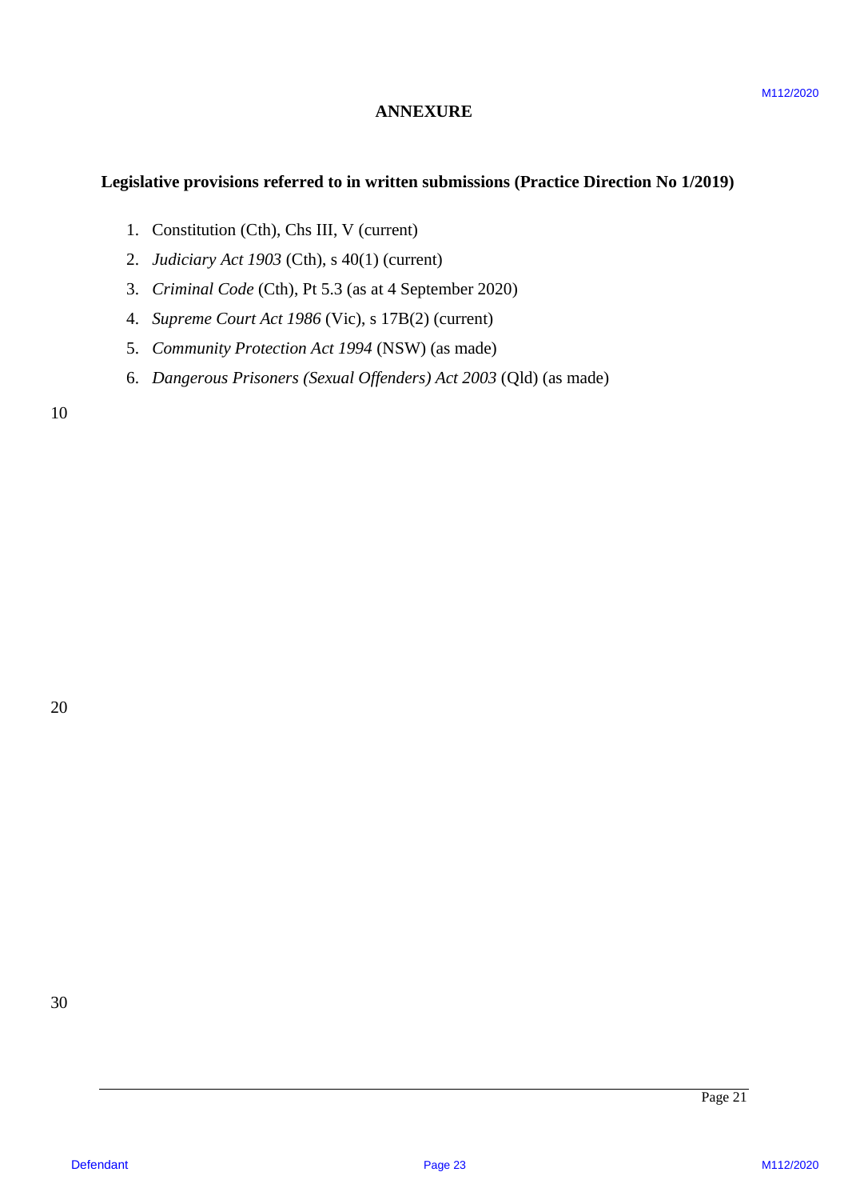# ANNEXURE

**Legislative provisions referred to in written submissions (Practice Direction No 1/2019)**

1. Constitution (Cth), Chs III, V (current)
2. *Judiciary Act 1903* (Cth), s 40(1) (current)
3. *Criminal Code* (Cth), Pt 5.3 (as at 4 September 2020)
4. *Supreme Court Act 1986* (Vic), s 17B(2) (current)
5. *Community Protection Act 1994* (NSW) (as made)
6. *Dangerous Prisoners (Sexual Offenders) Act 2003* (Qld) (as made)